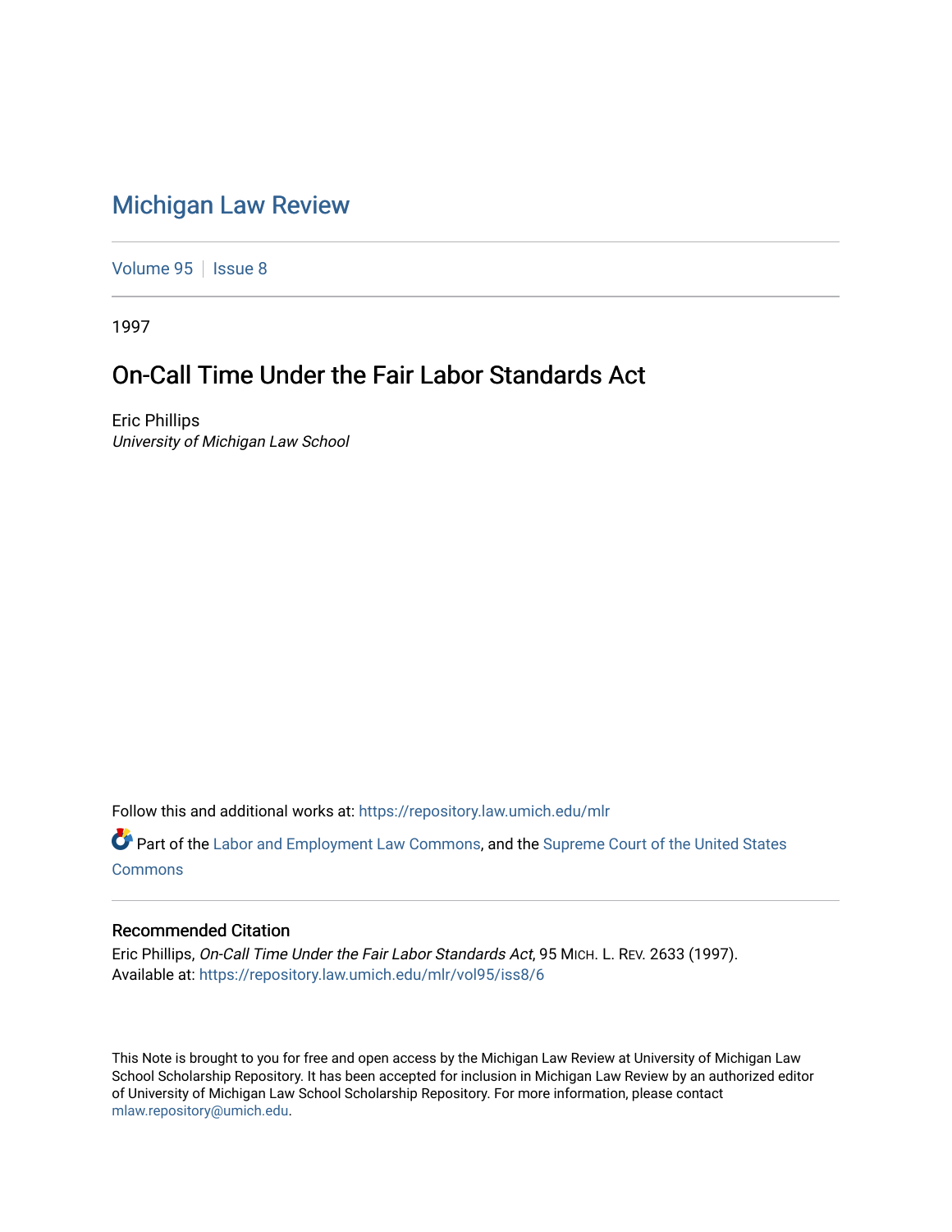# Michigan Law Review

Volume 95 | Issue 8

1997

## On-Call Time Under the Fair Labor Standards Act

Eric Phillips
*University of Michigan Law School*

Follow this and additional works at: https://repository.law.umich.edu/mlr

Part of the Labor and Employment Law Commons, and the Supreme Court of the United States Commons

### Recommended Citation

Eric Phillips, *On-Call Time Under the Fair Labor Standards Act*, 95 MICH. L. REV. 2633 (1997).
Available at: https://repository.law.umich.edu/mlr/vol95/iss8/6

This Note is brought to you for free and open access by the Michigan Law Review at University of Michigan Law School Scholarship Repository. It has been accepted for inclusion in Michigan Law Review by an authorized editor of University of Michigan Law School Scholarship Repository. For more information, please contact mlaw.repository@umich.edu.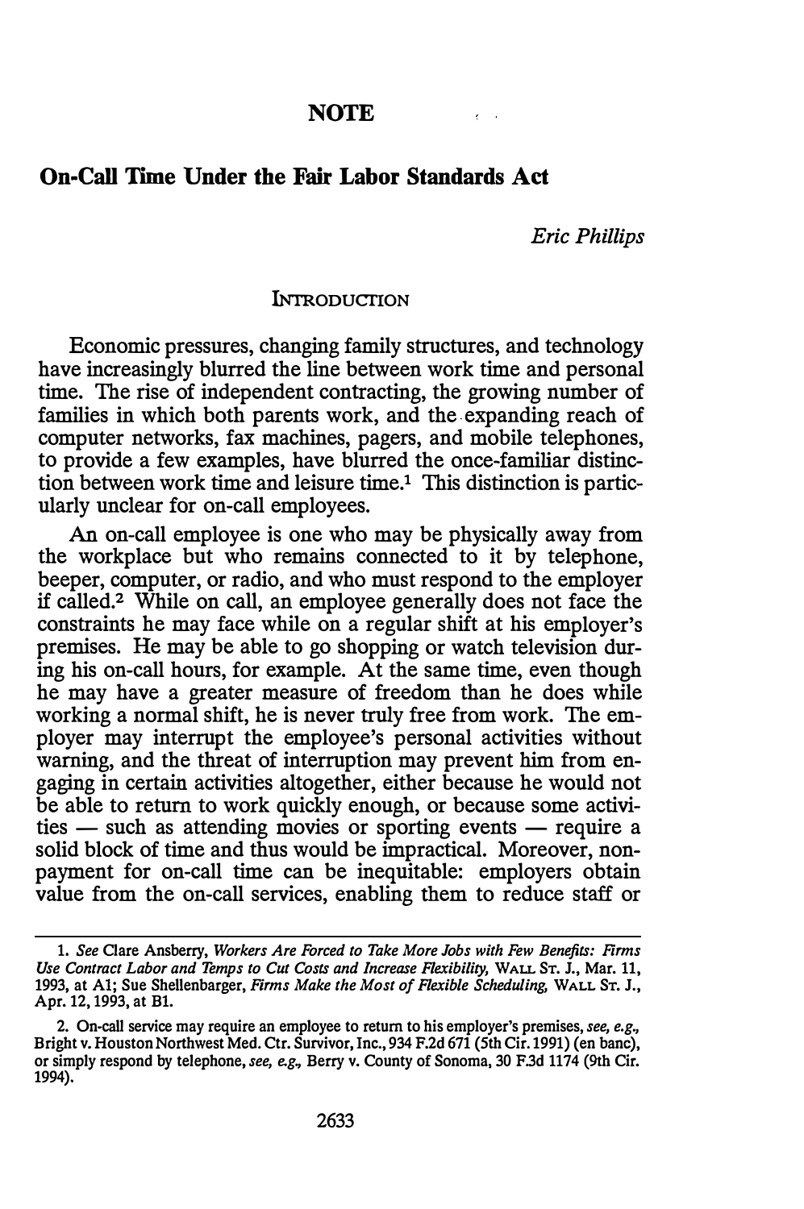**NOTE**

# On-Call Time Under the Fair Labor Standards Act

*Eric Phillips*

## INTRODUCTION

Economic pressures, changing family structures, and technology have increasingly blurred the line between work time and personal time. The rise of independent contracting, the growing number of families in which both parents work, and the expanding reach of computer networks, fax machines, pagers, and mobile telephones, to provide a few examples, have blurred the once-familiar distinction between work time and leisure time.[1] This distinction is particularly unclear for on-call employees.

An on-call employee is one who may be physically away from the workplace but who remains connected to it by telephone, beeper, computer, or radio, and who must respond to the employer if called.[2] While on call, an employee generally does not face the constraints he may face while on a regular shift at his employer's premises. He may be able to go shopping or watch television during his on-call hours, for example. At the same time, even though he may have a greater measure of freedom than he does while working a normal shift, he is never truly free from work. The employer may interrupt the employee's personal activities without warning, and the threat of interruption may prevent him from engaging in certain activities altogether, either because he would not be able to return to work quickly enough, or because some activities — such as attending movies or sporting events — require a solid block of time and thus would be impractical. Moreover, nonpayment for on-call time can be inequitable: employers obtain value from the on-call services, enabling them to reduce staff or

---

1. *See* Clare Ansberry, *Workers Are Forced to Take More Jobs with Few Benefits: Firms Use Contract Labor and Temps to Cut Costs and Increase Flexibility*, WALL ST. J., Mar. 11, 1993, at A1; Sue Shellenbarger, *Firms Make the Most of Flexible Scheduling*, WALL ST. J., Apr. 12, 1993, at B1.

2. On-call service may require an employee to return to his employer's premises, *see, e.g.*, Bright v. Houston Northwest Med. Ctr. Survivor, Inc., 934 F.2d 671 (5th Cir. 1991) (en banc), or simply respond by telephone, *see, e.g.*, Berry v. County of Sonoma, 30 F.3d 1174 (9th Cir. 1994).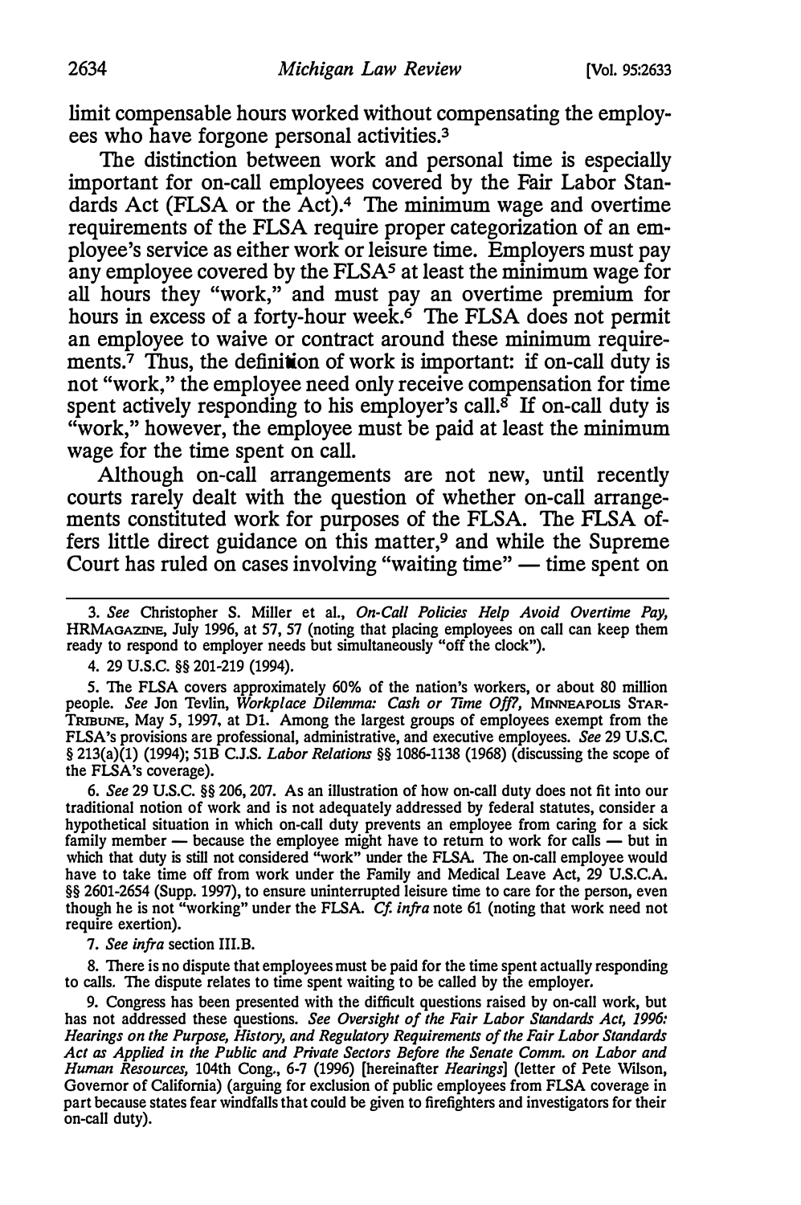limit compensable hours worked without compensating the employees who have forgone personal activities.[3]

The distinction between work and personal time is especially important for on-call employees covered by the Fair Labor Standards Act (FLSA or the Act).[4] The minimum wage and overtime requirements of the FLSA require proper categorization of an employee's service as either work or leisure time. Employers must pay any employee covered by the FLSA[5] at least the minimum wage for all hours they "work," and must pay an overtime premium for hours in excess of a forty-hour week.[6] The FLSA does not permit an employee to waive or contract around these minimum requirements.[7] Thus, the definition of work is important: if on-call duty is not "work," the employee need only receive compensation for time spent actively responding to his employer's call.[8] If on-call duty is "work," however, the employee must be paid at least the minimum wage for the time spent on call.

Although on-call arrangements are not new, until recently courts rarely dealt with the question of whether on-call arrangements constituted work for purposes of the FLSA. The FLSA offers little direct guidance on this matter,[9] and while the Supreme Court has ruled on cases involving "waiting time" — time spent on

---

3. *See* Christopher S. Miller et al., *On-Call Policies Help Avoid Overtime Pay*, HRMAGAZINE, July 1996, at 57, 57 (noting that placing employees on call can keep them ready to respond to employer needs but simultaneously "off the clock").

4. 29 U.S.C. §§ 201-219 (1994).

5. The FLSA covers approximately 60% of the nation's workers, or about 80 million people. *See* Jon Tevlin, *Workplace Dilemma: Cash or Time Off?*, MINNEAPOLIS STAR-TRIBUNE, May 5, 1997, at D1. Among the largest groups of employees exempt from the FLSA's provisions are professional, administrative, and executive employees. *See* 29 U.S.C. § 213(a)(1) (1994); 51B C.J.S. *Labor Relations* §§ 1086-1138 (1968) (discussing the scope of the FLSA's coverage).

6. *See* 29 U.S.C. §§ 206, 207. As an illustration of how on-call duty does not fit into our traditional notion of work and is not adequately addressed by federal statutes, consider a hypothetical situation in which on-call duty prevents an employee from caring for a sick family member — because the employee might have to return to work for calls — but in which that duty is still not considered "work" under the FLSA. The on-call employee would have to take time off from work under the Family and Medical Leave Act, 29 U.S.C.A. §§ 2601-2654 (Supp. 1997), to ensure uninterrupted leisure time to care for the person, even though he is not "working" under the FLSA. *Cf. infra* note 61 (noting that work need not require exertion).

7. *See infra* section III.B.

8. There is no dispute that employees must be paid for the time spent actually responding to calls. The dispute relates to time spent waiting to be called by the employer.

9. Congress has been presented with the difficult questions raised by on-call work, but has not addressed these questions. *See Oversight of the Fair Labor Standards Act, 1996: Hearings on the Purpose, History, and Regulatory Requirements of the Fair Labor Standards Act as Applied in the Public and Private Sectors Before the Senate Comm. on Labor and Human Resources*, 104th Cong., 6-7 (1996) [hereinafter *Hearings*] (letter of Pete Wilson, Governor of California) (arguing for exclusion of public employees from FLSA coverage in part because states fear windfalls that could be given to firefighters and investigators for their on-call duty).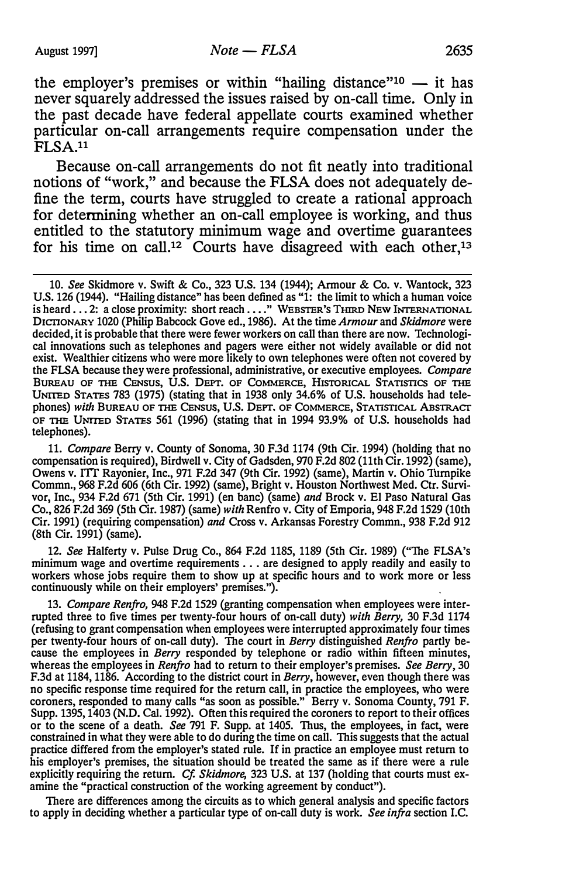the employer's premises or within "hailing distance"[10] — it has never squarely addressed the issues raised by on-call time. Only in the past decade have federal appellate courts examined whether particular on-call arrangements require compensation under the FLSA.[11]

Because on-call arrangements do not fit neatly into traditional notions of "work," and because the FLSA does not adequately define the term, courts have struggled to create a rational approach for determining whether an on-call employee is working, and thus entitled to the statutory minimum wage and overtime guarantees for his time on call.[12] Courts have disagreed with each other,[13]

---

10. *See* Skidmore v. Swift & Co., 323 U.S. 134 (1944); Armour & Co. v. Wantock, 323 U.S. 126 (1944). "Hailing distance" has been defined as "1: the limit to which a human voice is heard . . . 2: a close proximity: short reach . . . ." WEBSTER'S THIRD NEW INTERNATIONAL DICTIONARY 1020 (Philip Babcock Gove ed., 1986). At the time *Armour* and *Skidmore* were decided, it is probable that there were fewer workers on call than there are now. Technological innovations such as telephones and pagers were either not widely available or did not exist. Wealthier citizens who were more likely to own telephones were often not covered by the FLSA because they were professional, administrative, or executive employees. *Compare* BUREAU OF THE CENSUS, U.S. DEPT. OF COMMERCE, HISTORICAL STATISTICS OF THE UNITED STATES 783 (1975) (stating that in 1938 only 34.6% of U.S. households had telephones) *with* BUREAU OF THE CENSUS, U.S. DEPT. OF COMMERCE, STATISTICAL ABSTRACT OF THE UNITED STATES 561 (1996) (stating that in 1994 93.9% of U.S. households had telephones).

11. *Compare* Berry v. County of Sonoma, 30 F.3d 1174 (9th Cir. 1994) (holding that no compensation is required), Birdwell v. City of Gadsden, 970 F.2d 802 (11th Cir. 1992) (same), Owens v. ITT Rayonier, Inc., 971 F.2d 347 (9th Cir. 1992) (same), Martin v. Ohio Turnpike Commn., 968 F.2d 606 (6th Cir. 1992) (same), Bright v. Houston Northwest Med. Ctr. Survivor, Inc., 934 F.2d 671 (5th Cir. 1991) (en banc) (same) *and* Brock v. El Paso Natural Gas Co., 826 F.2d 369 (5th Cir. 1987) (same) *with* Renfro v. City of Emporia, 948 F.2d 1529 (10th Cir. 1991) (requiring compensation) *and* Cross v. Arkansas Forestry Commn., 938 F.2d 912 (8th Cir. 1991) (same).

12. *See* Halferty v. Pulse Drug Co., 864 F.2d 1185, 1189 (5th Cir. 1989) ("The FLSA's minimum wage and overtime requirements . . . are designed to apply readily and easily to workers whose jobs require them to show up at specific hours and to work more or less continuously while on their employers' premises.").

13. *Compare Renfro,* 948 F.2d 1529 (granting compensation when employees were interrupted three to five times per twenty-four hours of on-call duty) *with Berry,* 30 F.3d 1174 (refusing to grant compensation when employees were interrupted approximately four times per twenty-four hours of on-call duty). The court in *Berry* distinguished *Renfro* partly because the employees in *Berry* responded by telephone or radio within fifteen minutes, whereas the employees in *Renfro* had to return to their employer's premises. *See Berry,* 30 F.3d at 1184, 1186. According to the district court in *Berry,* however, even though there was no specific response time required for the return call, in practice the employees, who were coroners, responded to many calls "as soon as possible." Berry v. Sonoma County, 791 F. Supp. 1395, 1403 (N.D. Cal. 1992). Often this required the coroners to report to their offices or to the scene of a death. *See* 791 F. Supp. at 1405. Thus, the employees, in fact, were constrained in what they were able to do during the time on call. This suggests that the actual practice differed from the employer's stated rule. If in practice an employee must return to his employer's premises, the situation should be treated the same as if there were a rule explicitly requiring the return. *Cf. Skidmore,* 323 U.S. at 137 (holding that courts must examine the "practical construction of the working agreement by conduct").

There are differences among the circuits as to which general analysis and specific factors to apply in deciding whether a particular type of on-call duty is work. *See infra* section I.C.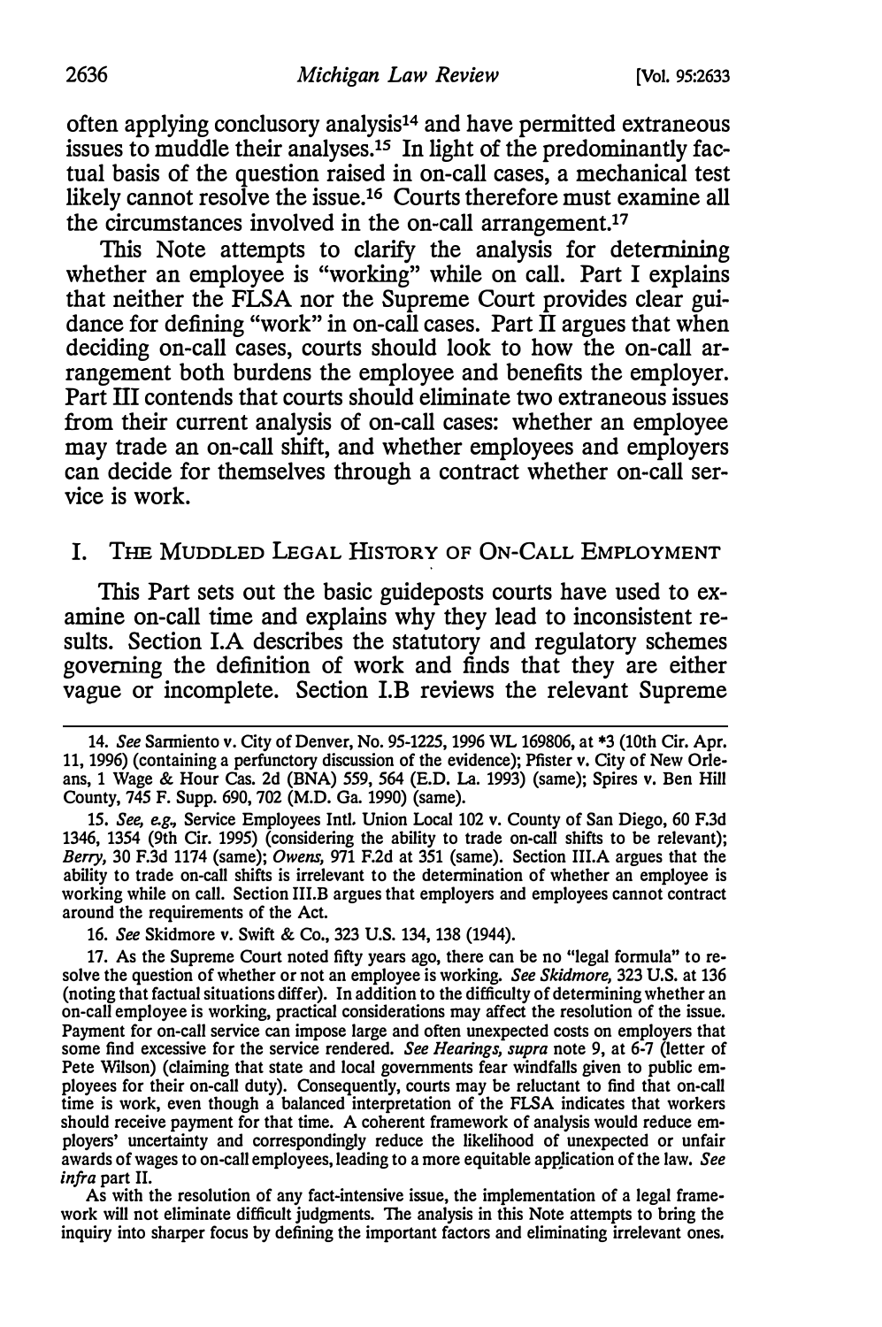often applying conclusory analysis[14] and have permitted extraneous issues to muddle their analyses.[15] In light of the predominantly factual basis of the question raised in on-call cases, a mechanical test likely cannot resolve the issue.[16] Courts therefore must examine all the circumstances involved in the on-call arrangement.[17]

This Note attempts to clarify the analysis for determining whether an employee is "working" while on call. Part I explains that neither the FLSA nor the Supreme Court provides clear guidance for defining "work" in on-call cases. Part II argues that when deciding on-call cases, courts should look to how the on-call arrangement both burdens the employee and benefits the employer. Part III contends that courts should eliminate two extraneous issues from their current analysis of on-call cases: whether an employee may trade an on-call shift, and whether employees and employers can decide for themselves through a contract whether on-call service is work.

## I. The Muddled Legal History of On-Call Employment

This Part sets out the basic guideposts courts have used to examine on-call time and explains why they lead to inconsistent results. Section I.A describes the statutory and regulatory schemes governing the definition of work and finds that they are either vague or incomplete. Section I.B reviews the relevant Supreme

---

14. *See* Sarmiento v. City of Denver, No. 95-1225, 1996 WL 169806, at *3 (10th Cir. Apr. 11, 1996) (containing a perfunctory discussion of the evidence); Pfister v. City of New Orleans, 1 Wage & Hour Cas. 2d (BNA) 559, 564 (E.D. La. 1993) (same); Spires v. Ben Hill County, 745 F. Supp. 690, 702 (M.D. Ga. 1990) (same).

15. *See, e.g.,* Service Employees Intl. Union Local 102 v. County of San Diego, 60 F.3d 1346, 1354 (9th Cir. 1995) (considering the ability to trade on-call shifts to be relevant); *Berry*, 30 F.3d 1174 (same); *Owens*, 971 F.2d at 351 (same). Section III.A argues that the ability to trade on-call shifts is irrelevant to the determination of whether an employee is working while on call. Section III.B argues that employers and employees cannot contract around the requirements of the Act.

16. *See* Skidmore v. Swift & Co., 323 U.S. 134, 138 (1944).

17. As the Supreme Court noted fifty years ago, there can be no "legal formula" to resolve the question of whether or not an employee is working. *See Skidmore*, 323 U.S. at 136 (noting that factual situations differ). In addition to the difficulty of determining whether an on-call employee is working, practical considerations may affect the resolution of the issue. Payment for on-call service can impose large and often unexpected costs on employers that some find excessive for the service rendered. *See Hearings, supra* note 9, at 6-7 (letter of Pete Wilson) (claiming that state and local governments fear windfalls given to public employees for their on-call duty). Consequently, courts may be reluctant to find that on-call time is work, even though a balanced interpretation of the FLSA indicates that workers should receive payment for that time. A coherent framework of analysis would reduce employers' uncertainty and correspondingly reduce the likelihood of unexpected or unfair awards of wages to on-call employees, leading to a more equitable application of the law. *See infra* part II.

As with the resolution of any fact-intensive issue, the implementation of a legal framework will not eliminate difficult judgments. The analysis in this Note attempts to bring the inquiry into sharper focus by defining the important factors and eliminating irrelevant ones.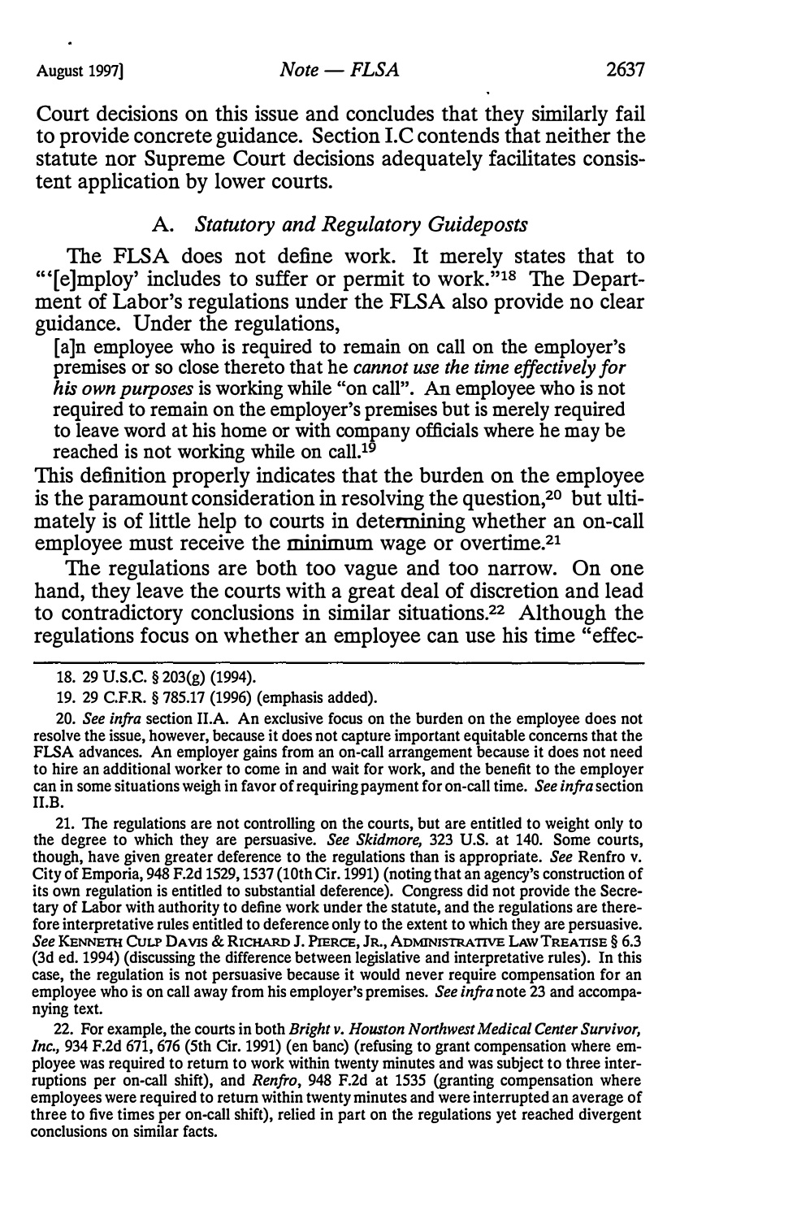Court decisions on this issue and concludes that they similarly fail to provide concrete guidance. Section I.C contends that neither the statute nor Supreme Court decisions adequately facilitates consistent application by lower courts.

### A. *Statutory and Regulatory Guideposts*

The FLSA does not define work. It merely states that to "'[e]mploy' includes to suffer or permit to work."[18] The Department of Labor's regulations under the FLSA also provide no clear guidance. Under the regulations,

> [a]n employee who is required to remain on call on the employer's premises or so close thereto that he *cannot use the time effectively for his own purposes* is working while "on call". An employee who is not required to remain on the employer's premises but is merely required to leave word at his home or with company officials where he may be reached is not working while on call.[19]

This definition properly indicates that the burden on the employee is the paramount consideration in resolving the question,[20] but ultimately is of little help to courts in determining whether an on-call employee must receive the minimum wage or overtime.[21]

The regulations are both too vague and too narrow. On one hand, they leave the courts with a great deal of discretion and lead to contradictory conclusions in similar situations.[22] Although the regulations focus on whether an employee can use his time "effec-

---

18. 29 U.S.C. § 203(g) (1994).

19. 29 C.F.R. § 785.17 (1996) (emphasis added).

20. *See infra* section II.A. An exclusive focus on the burden on the employee does not resolve the issue, however, because it does not capture important equitable concerns that the FLSA advances. An employer gains from an on-call arrangement because it does not need to hire an additional worker to come in and wait for work, and the benefit to the employer can in some situations weigh in favor of requiring payment for on-call time. *See infra* section II.B.

21. The regulations are not controlling on the courts, but are entitled to weight only to the degree to which they are persuasive. *See Skidmore,* 323 U.S. at 140. Some courts, though, have given greater deference to the regulations than is appropriate. *See* Renfro v. City of Emporia, 948 F.2d 1529, 1537 (10th Cir. 1991) (noting that an agency's construction of its own regulation is entitled to substantial deference). Congress did not provide the Secretary of Labor with authority to define work under the statute, and the regulations are therefore interpretative rules entitled to deference only to the extent to which they are persuasive. *See* KENNETH CULP DAVIS & RICHARD J. PIERCE, JR., ADMINISTRATIVE LAW TREATISE § 6.3 (3d ed. 1994) (discussing the difference between legislative and interpretative rules). In this case, the regulation is not persuasive because it would never require compensation for an employee who is on call away from his employer's premises. *See infra* note 23 and accompanying text.

22. For example, the courts in both *Bright v. Houston Northwest Medical Center Survivor, Inc.,* 934 F.2d 671, 676 (5th Cir. 1991) (en banc) (refusing to grant compensation where employee was required to return to work within twenty minutes and was subject to three interruptions per on-call shift), and *Renfro,* 948 F.2d at 1535 (granting compensation where employees were required to return within twenty minutes and were interrupted an average of three to five times per on-call shift), relied in part on the regulations yet reached divergent conclusions on similar facts.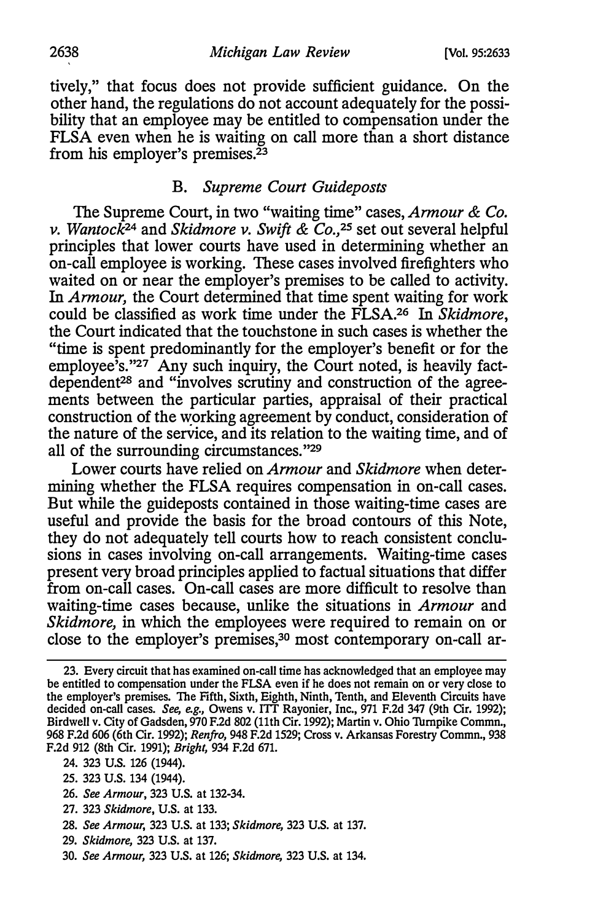tively," that focus does not provide sufficient guidance. On the other hand, the regulations do not account adequately for the possibility that an employee may be entitled to compensation under the FLSA even when he is waiting on call more than a short distance from his employer's premises.[23]

### B. *Supreme Court Guideposts*

The Supreme Court, in two "waiting time" cases, *Armour & Co. v. Wantock*[24] and *Skidmore v. Swift & Co.*,[25] set out several helpful principles that lower courts have used in determining whether an on-call employee is working. These cases involved firefighters who waited on or near the employer's premises to be called to activity. In *Armour*, the Court determined that time spent waiting for work could be classified as work time under the FLSA.[26] In *Skidmore*, the Court indicated that the touchstone in such cases is whether the "time is spent predominantly for the employer's benefit or for the employee's."[27] Any such inquiry, the Court noted, is heavily fact-dependent[28] and "involves scrutiny and construction of the agreements between the particular parties, appraisal of their practical construction of the working agreement by conduct, consideration of the nature of the service, and its relation to the waiting time, and of all of the surrounding circumstances."[29]

Lower courts have relied on *Armour* and *Skidmore* when determining whether the FLSA requires compensation in on-call cases. But while the guideposts contained in those waiting-time cases are useful and provide the basis for the broad contours of this Note, they do not adequately tell courts how to reach consistent conclusions in cases involving on-call arrangements. Waiting-time cases present very broad principles applied to factual situations that differ from on-call cases. On-call cases are more difficult to resolve than waiting-time cases because, unlike the situations in *Armour* and *Skidmore*, in which the employees were required to remain on or close to the employer's premises,[30] most contemporary on-call ar-

---

23. Every circuit that has examined on-call time has acknowledged that an employee may be entitled to compensation under the FLSA even if he does not remain on or very close to the employer's premises. The Fifth, Sixth, Eighth, Ninth, Tenth, and Eleventh Circuits have decided on-call cases. *See, e.g.*, Owens v. ITT Rayonier, Inc., 971 F.2d 347 (9th Cir. 1992); Birdwell v. City of Gadsden, 970 F.2d 802 (11th Cir. 1992); Martin v. Ohio Turnpike Commn., 968 F.2d 606 (6th Cir. 1992); *Renfro*, 948 F.2d 1529; Cross v. Arkansas Forestry Commn., 938 F.2d 912 (8th Cir. 1991); *Bright*, 934 F.2d 671.

24. 323 U.S. 126 (1944).

25. 323 U.S. 134 (1944).

26. *See Armour*, 323 U.S. at 132-34.

27. 323 *Skidmore*, U.S. at 133.

28. *See Armour*, 323 U.S. at 133; *Skidmore*, 323 U.S. at 137.

29. *Skidmore*, 323 U.S. at 137.

30. *See Armour*, 323 U.S. at 126; *Skidmore*, 323 U.S. at 134.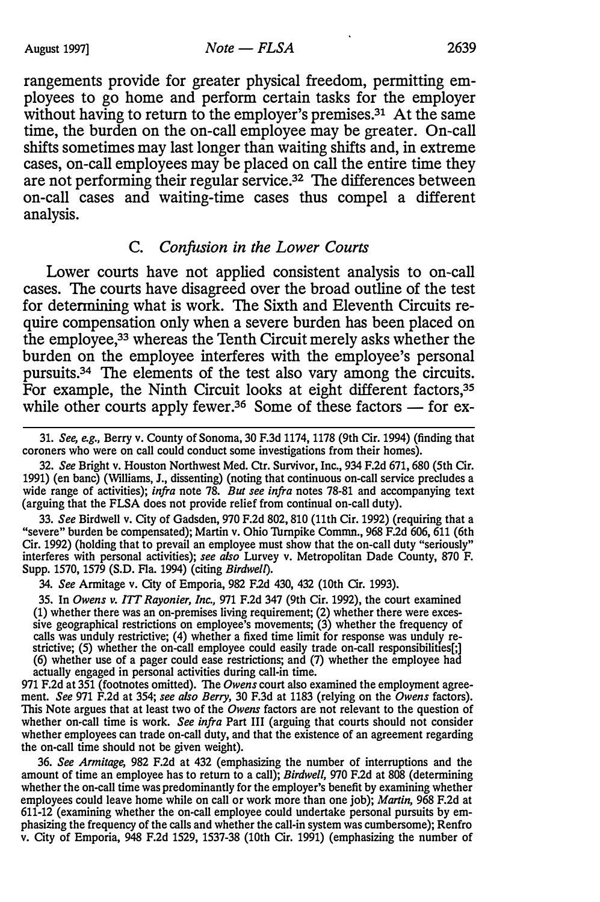rangements provide for greater physical freedom, permitting employees to go home and perform certain tasks for the employer without having to return to the employer's premises.[31] At the same time, the burden on the on-call employee may be greater. On-call shifts sometimes may last longer than waiting shifts and, in extreme cases, on-call employees may be placed on call the entire time they are not performing their regular service.[32] The differences between on-call cases and waiting-time cases thus compel a different analysis.

### C. *Confusion in the Lower Courts*

Lower courts have not applied consistent analysis to on-call cases. The courts have disagreed over the broad outline of the test for determining what is work. The Sixth and Eleventh Circuits require compensation only when a severe burden has been placed on the employee,[33] whereas the Tenth Circuit merely asks whether the burden on the employee interferes with the employee's personal pursuits.[34] The elements of the test also vary among the circuits. For example, the Ninth Circuit looks at eight different factors,[35] while other courts apply fewer.[36] Some of these factors — for ex-

---

31. *See, e.g.*, Berry v. County of Sonoma, 30 F.3d 1174, 1178 (9th Cir. 1994) (finding that coroners who were on call could conduct some investigations from their homes).

32. *See* Bright v. Houston Northwest Med. Ctr. Survivor, Inc., 934 F.2d 671, 680 (5th Cir. 1991) (en banc) (Williams, J., dissenting) (noting that continuous on-call service precludes a wide range of activities); *infra* note 78. *But see infra* notes 78-81 and accompanying text (arguing that the FLSA does not provide relief from continual on-call duty).

33. *See* Birdwell v. City of Gadsden, 970 F.2d 802, 810 (11th Cir. 1992) (requiring that a "severe" burden be compensated); Martin v. Ohio Turnpike Commn., 968 F.2d 606, 611 (6th Cir. 1992) (holding that to prevail an employee must show that the on-call duty "seriously" interferes with personal activities); *see also* Lurvey v. Metropolitan Dade County, 870 F. Supp. 1570, 1579 (S.D. Fla. 1994) (citing *Birdwell*).

34. *See* Armitage v. City of Emporia, 982 F.2d 430, 432 (10th Cir. 1993).

35. In *Owens v. ITT Rayonier, Inc.*, 971 F.2d 347 (9th Cir. 1992), the court examined

> (1) whether there was an on-premises living requirement; (2) whether there were excessive geographical restrictions on employee's movements; (3) whether the frequency of calls was unduly restrictive; (4) whether a fixed time limit for response was unduly restrictive; (5) whether the on-call employee could easily trade on-call responsibilities[;] (6) whether use of a pager could ease restrictions; and (7) whether the employee had actually engaged in personal activities during call-in time.

971 F.2d at 351 (footnotes omitted). The *Owens* court also examined the employment agreement. *See* 971 F.2d at 354; *see also Berry*, 30 F.3d at 1183 (relying on the *Owens* factors). This Note argues that at least two of the *Owens* factors are not relevant to the question of whether on-call time is work. *See infra* Part III (arguing that courts should not consider whether employees can trade on-call duty, and that the existence of an agreement regarding the on-call time should not be given weight).

36. *See Armitage*, 982 F.2d at 432 (emphasizing the number of interruptions and the amount of time an employee has to return to a call); *Birdwell*, 970 F.2d at 808 (determining whether the on-call time was predominantly for the employer's benefit by examining whether employees could leave home while on call or work more than one job); *Martin*, 968 F.2d at 611-12 (examining whether the on-call employee could undertake personal pursuits by emphasizing the frequency of the calls and whether the call-in system was cumbersome); Renfro v. City of Emporia, 948 F.2d 1529, 1537-38 (10th Cir. 1991) (emphasizing the number of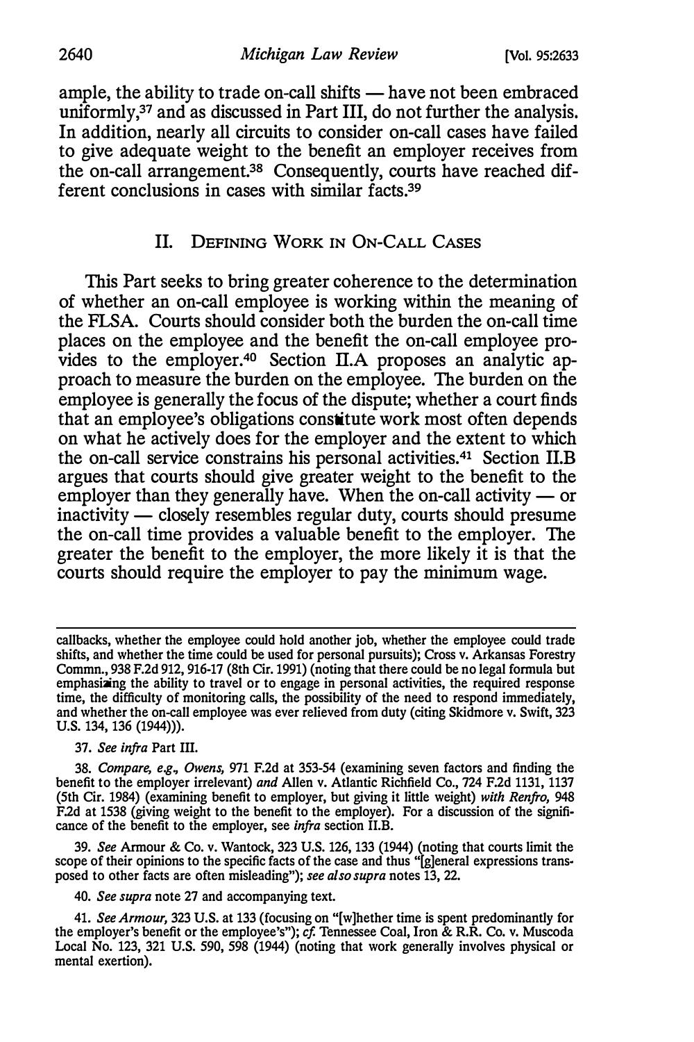ample, the ability to trade on-call shifts — have not been embraced uniformly,[37] and as discussed in Part III, do not further the analysis. In addition, nearly all circuits to consider on-call cases have failed to give adequate weight to the benefit an employer receives from the on-call arrangement.[38] Consequently, courts have reached different conclusions in cases with similar facts.[39]

## II. Defining Work in On-Call Cases

This Part seeks to bring greater coherence to the determination of whether an on-call employee is working within the meaning of the FLSA. Courts should consider both the burden the on-call time places on the employee and the benefit the on-call employee provides to the employer.[40] Section II.A proposes an analytic approach to measure the burden on the employee. The burden on the employee is generally the focus of the dispute; whether a court finds that an employee's obligations constitute work most often depends on what he actively does for the employer and the extent to which the on-call service constrains his personal activities.[41] Section II.B argues that courts should give greater weight to the benefit to the employer than they generally have. When the on-call activity — or inactivity — closely resembles regular duty, courts should presume the on-call time provides a valuable benefit to the employer. The greater the benefit to the employer, the more likely it is that the courts should require the employer to pay the minimum wage.

---

callbacks, whether the employee could hold another job, whether the employee could trade shifts, and whether the time could be used for personal pursuits); Cross v. Arkansas Forestry Commn., 938 F.2d 912, 916-17 (8th Cir. 1991) (noting that there could be no legal formula but emphasizing the ability to travel or to engage in personal activities, the required response time, the difficulty of monitoring calls, the possibility of the need to respond immediately, and whether the on-call employee was ever relieved from duty (citing Skidmore v. Swift, 323 U.S. 134, 136 (1944))).

37. *See infra* Part III.

38. *Compare, e.g., Owens,* 971 F.2d at 353-54 (examining seven factors and finding the benefit to the employer irrelevant) *and* Allen v. Atlantic Richfield Co., 724 F.2d 1131, 1137 (5th Cir. 1984) (examining benefit to employer, but giving it little weight) *with Renfro,* 948 F.2d at 1538 (giving weight to the benefit to the employer). For a discussion of the significance of the benefit to the employer, see *infra* section II.B.

39. *See* Armour & Co. v. Wantock, 323 U.S. 126, 133 (1944) (noting that courts limit the scope of their opinions to the specific facts of the case and thus "[g]eneral expressions transposed to other facts are often misleading"); *see also supra* notes 13, 22.

40. *See supra* note 27 and accompanying text.

41. *See Armour,* 323 U.S. at 133 (focusing on "[w]hether time is spent predominantly for the employer's benefit or the employee's"); *cf.* Tennessee Coal, Iron & R.R. Co. v. Muscoda Local No. 123, 321 U.S. 590, 598 (1944) (noting that work generally involves physical or mental exertion).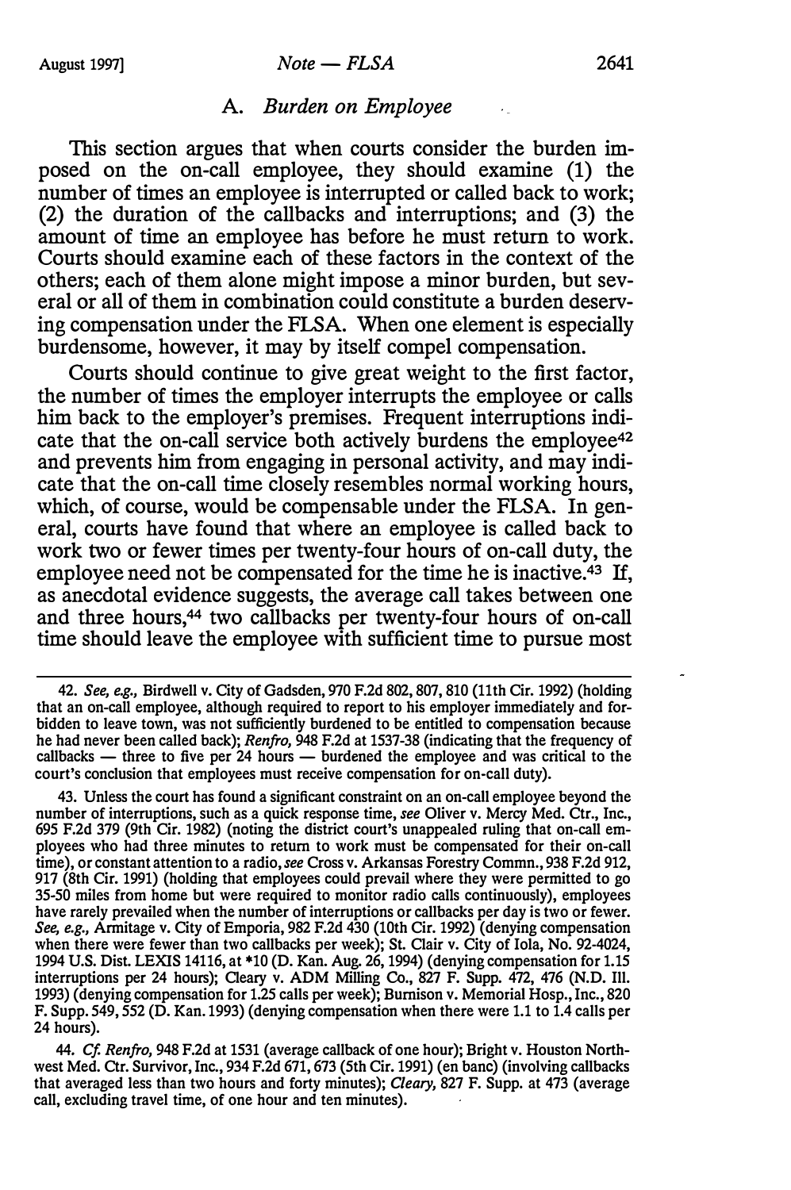### A. *Burden on Employee*

This section argues that when courts consider the burden imposed on the on-call employee, they should examine (1) the number of times an employee is interrupted or called back to work; (2) the duration of the callbacks and interruptions; and (3) the amount of time an employee has before he must return to work. Courts should examine each of these factors in the context of the others; each of them alone might impose a minor burden, but several or all of them in combination could constitute a burden deserving compensation under the FLSA. When one element is especially burdensome, however, it may by itself compel compensation.

Courts should continue to give great weight to the first factor, the number of times the employer interrupts the employee or calls him back to the employer's premises. Frequent interruptions indicate that the on-call service both actively burdens the employee[42] and prevents him from engaging in personal activity, and may indicate that the on-call time closely resembles normal working hours, which, of course, would be compensable under the FLSA. In general, courts have found that where an employee is called back to work two or fewer times per twenty-four hours of on-call duty, the employee need not be compensated for the time he is inactive.[43] If, as anecdotal evidence suggests, the average call takes between one and three hours,[44] two callbacks per twenty-four hours of on-call time should leave the employee with sufficient time to pursue most

---

42. *See, e.g.*, Birdwell v. City of Gadsden, 970 F.2d 802, 807, 810 (11th Cir. 1992) (holding that an on-call employee, although required to report to his employer immediately and forbidden to leave town, was not sufficiently burdened to be entitled to compensation because he had never been called back); *Renfro*, 948 F.2d at 1537-38 (indicating that the frequency of callbacks — three to five per 24 hours — burdened the employee and was critical to the court's conclusion that employees must receive compensation for on-call duty).

43. Unless the court has found a significant constraint on an on-call employee beyond the number of interruptions, such as a quick response time, *see* Oliver v. Mercy Med. Ctr., Inc., 695 F.2d 379 (9th Cir. 1982) (noting the district court's unappealed ruling that on-call employees who had three minutes to return to work must be compensated for their on-call time), or constant attention to a radio, *see* Cross v. Arkansas Forestry Commn., 938 F.2d 912, 917 (8th Cir. 1991) (holding that employees could prevail where they were permitted to go 35-50 miles from home but were required to monitor radio calls continuously), employees have rarely prevailed when the number of interruptions or callbacks per day is two or fewer. *See, e.g.*, Armitage v. City of Emporia, 982 F.2d 430 (10th Cir. 1992) (denying compensation when there were fewer than two callbacks per week); St. Clair v. City of Iola, No. 92-4024, 1994 U.S. Dist. LEXIS 14116, at *10 (D. Kan. Aug. 26, 1994) (denying compensation for 1.15 interruptions per 24 hours); Cleary v. ADM Milling Co., 827 F. Supp. 472, 476 (N.D. Ill. 1993) (denying compensation for 1.25 calls per week); Burnison v. Memorial Hosp., Inc., 820 F. Supp. 549, 552 (D. Kan. 1993) (denying compensation when there were 1.1 to 1.4 calls per 24 hours).

44. *Cf. Renfro*, 948 F.2d at 1531 (average callback of one hour); Bright v. Houston Northwest Med. Ctr. Survivor, Inc., 934 F.2d 671, 673 (5th Cir. 1991) (en banc) (involving callbacks that averaged less than two hours and forty minutes); *Cleary*, 827 F. Supp. at 473 (average call, excluding travel time, of one hour and ten minutes).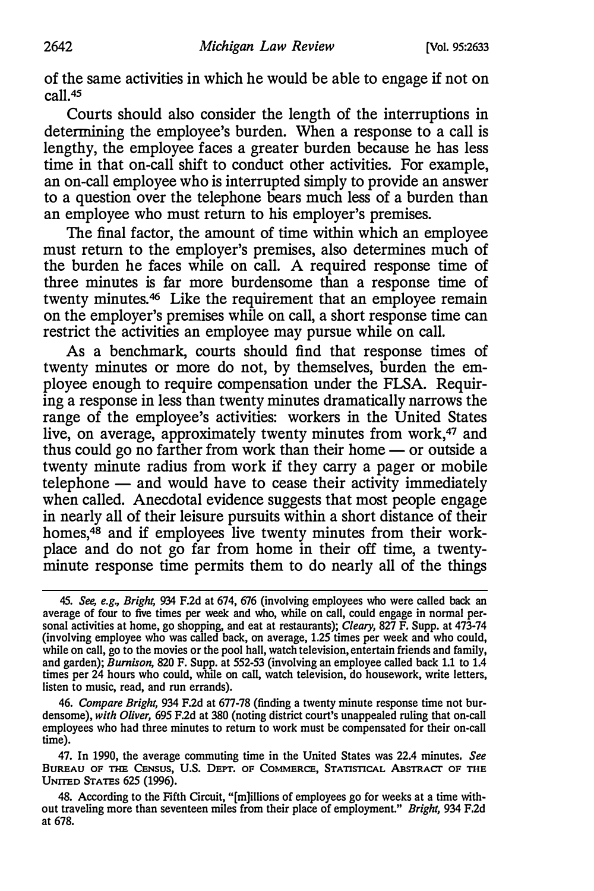of the same activities in which he would be able to engage if not on call.[45]

Courts should also consider the length of the interruptions in determining the employee's burden. When a response to a call is lengthy, the employee faces a greater burden because he has less time in that on-call shift to conduct other activities. For example, an on-call employee who is interrupted simply to provide an answer to a question over the telephone bears much less of a burden than an employee who must return to his employer's premises.

The final factor, the amount of time within which an employee must return to the employer's premises, also determines much of the burden he faces while on call. A required response time of three minutes is far more burdensome than a response time of twenty minutes.[46] Like the requirement that an employee remain on the employer's premises while on call, a short response time can restrict the activities an employee may pursue while on call.

As a benchmark, courts should find that response times of twenty minutes or more do not, by themselves, burden the employee enough to require compensation under the FLSA. Requiring a response in less than twenty minutes dramatically narrows the range of the employee's activities: workers in the United States live, on average, approximately twenty minutes from work,[47] and thus could go no farther from work than their home — or outside a twenty minute radius from work if they carry a pager or mobile telephone — and would have to cease their activity immediately when called. Anecdotal evidence suggests that most people engage in nearly all of their leisure pursuits within a short distance of their homes,[48] and if employees live twenty minutes from their workplace and do not go far from home in their off time, a twenty-minute response time permits them to do nearly all of the things

---

45. *See, e.g., Bright*, 934 F.2d at 674, 676 (involving employees who were called back an average of four to five times per week and who, while on call, could engage in normal personal activities at home, go shopping, and eat at restaurants); *Cleary*, 827 F. Supp. at 473-74 (involving employee who was called back, on average, 1.25 times per week and who could, while on call, go to the movies or the pool hall, watch television, entertain friends and family, and garden); *Burnison*, 820 F. Supp. at 552-53 (involving an employee called back 1.1 to 1.4 times per 24 hours who could, while on call, watch television, do housework, write letters, listen to music, read, and run errands).

46. *Compare Bright*, 934 F.2d at 677-78 (finding a twenty minute response time not burdensome), *with Oliver*, 695 F.2d at 380 (noting district court's unappealed ruling that on-call employees who had three minutes to return to work must be compensated for their on-call time).

47. In 1990, the average commuting time in the United States was 22.4 minutes. *See* Bureau of the Census, U.S. Dept. of Commerce, Statistical Abstract of the United States 625 (1996).

48. According to the Fifth Circuit, "[m]illions of employees go for weeks at a time without traveling more than seventeen miles from their place of employment." *Bright*, 934 F.2d at 678.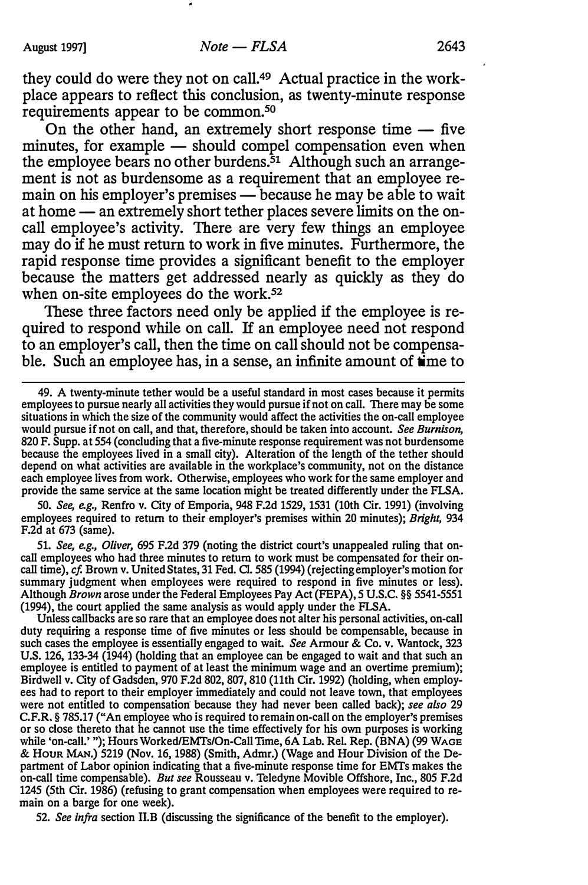they could do were they not on call.[49] Actual practice in the workplace appears to reflect this conclusion, as twenty-minute response requirements appear to be common.[50]

On the other hand, an extremely short response time — five minutes, for example — should compel compensation even when the employee bears no other burdens.[51] Although such an arrangement is not as burdensome as a requirement that an employee remain on his employer's premises — because he may be able to wait at home — an extremely short tether places severe limits on the on-call employee's activity. There are very few things an employee may do if he must return to work in five minutes. Furthermore, the rapid response time provides a significant benefit to the employer because the matters get addressed nearly as quickly as they do when on-site employees do the work.[52]

These three factors need only be applied if the employee is required to respond while on call. If an employee need not respond to an employer's call, then the time on call should not be compensable. Such an employee has, in a sense, an infinite amount of time to

---

49. A twenty-minute tether would be a useful standard in most cases because it permits employees to pursue nearly all activities they would pursue if not on call. There may be some situations in which the size of the community would affect the activities the on-call employee would pursue if not on call, and that, therefore, should be taken into account. *See Burnison*, 820 F. Supp. at 554 (concluding that a five-minute response requirement was not burdensome because the employees lived in a small city). Alteration of the length of the tether should depend on what activities are available in the workplace's community, not on the distance each employee lives from work. Otherwise, employees who work for the same employer and provide the same service at the same location might be treated differently under the FLSA.

50. *See, e.g.*, Renfro v. City of Emporia, 948 F.2d 1529, 1531 (10th Cir. 1991) (involving employees required to return to their employer's premises within 20 minutes); *Bright*, 934 F.2d at 673 (same).

51. *See, e.g.*, *Oliver*, 695 F.2d 379 (noting the district court's unappealed ruling that on-call employees who had three minutes to return to work must be compensated for their on-call time), *cf.* Brown v. United States, 31 Fed. Cl. 585 (1994) (rejecting employer's motion for summary judgment when employees were required to respond in five minutes or less). Although *Brown* arose under the Federal Employees Pay Act (FEPA), 5 U.S.C. §§ 5541-5551 (1994), the court applied the same analysis as would apply under the FLSA.

Unless callbacks are so rare that an employee does not alter his personal activities, on-call duty requiring a response time of five minutes or less should be compensable, because in such cases the employee is essentially engaged to wait. *See* Armour & Co. v. Wantock, 323 U.S. 126, 133-34 (1944) (holding that an employee can be engaged to wait and that such an employee is entitled to payment of at least the minimum wage and an overtime premium); Birdwell v. City of Gadsden, 970 F.2d 802, 807, 810 (11th Cir. 1992) (holding, when employees had to report to their employer immediately and could not leave town, that employees were not entitled to compensation because they had never been called back); *see also* 29 C.F.R. § 785.17 ("An employee who is required to remain on-call on the employer's premises or so close thereto that he cannot use the time effectively for his own purposes is working while 'on-call.' "); Hours Worked/EMTs/On-Call Time, 6A Lab. Rel. Rep. (BNA) (99 Wage & Hour Man.) 5219 (Nov. 16, 1988) (Smith, Admr.) (Wage and Hour Division of the Department of Labor opinion indicating that a five-minute response time for EMTs makes the on-call time compensable). *But see* Rousseau v. Teledyne Movible Offshore, Inc., 805 F.2d 1245 (5th Cir. 1986) (refusing to grant compensation when employees were required to remain on a barge for one week).

52. *See infra* section II.B (discussing the significance of the benefit to the employer).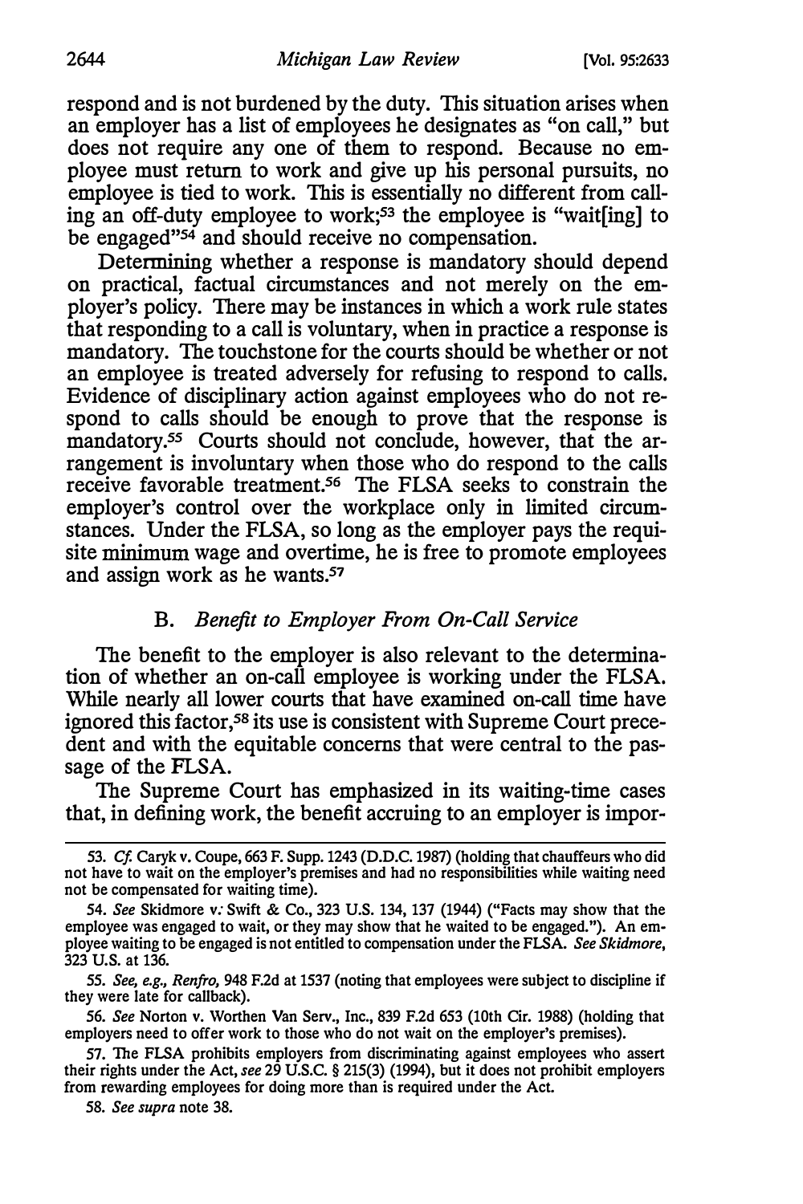respond and is not burdened by the duty. This situation arises when an employer has a list of employees he designates as "on call," but does not require any one of them to respond. Because no employee must return to work and give up his personal pursuits, no employee is tied to work. This is essentially no different from calling an off-duty employee to work;[53] the employee is "wait[ing] to be engaged"[54] and should receive no compensation.

Determining whether a response is mandatory should depend on practical, factual circumstances and not merely on the employer's policy. There may be instances in which a work rule states that responding to a call is voluntary, when in practice a response is mandatory. The touchstone for the courts should be whether or not an employee is treated adversely for refusing to respond to calls. Evidence of disciplinary action against employees who do not respond to calls should be enough to prove that the response is mandatory.[55] Courts should not conclude, however, that the arrangement is involuntary when those who do respond to the calls receive favorable treatment.[56] The FLSA seeks to constrain the employer's control over the workplace only in limited circumstances. Under the FLSA, so long as the employer pays the requisite minimum wage and overtime, he is free to promote employees and assign work as he wants.[57]

### B. *Benefit to Employer From On-Call Service*

The benefit to the employer is also relevant to the determination of whether an on-call employee is working under the FLSA. While nearly all lower courts that have examined on-call time have ignored this factor,[58] its use is consistent with Supreme Court precedent and with the equitable concerns that were central to the passage of the FLSA.

The Supreme Court has emphasized in its waiting-time cases that, in defining work, the benefit accruing to an employer is impor-

---

53. *Cf.* Caryk v. Coupe, 663 F. Supp. 1243 (D.D.C. 1987) (holding that chauffeurs who did not have to wait on the employer's premises and had no responsibilities while waiting need not be compensated for waiting time).

54. *See* Skidmore v. Swift & Co., 323 U.S. 134, 137 (1944) ("Facts may show that the employee was engaged to wait, or they may show that he waited to be engaged."). An employee waiting to be engaged is not entitled to compensation under the FLSA. *See Skidmore*, 323 U.S. at 136.

55. *See, e.g., Renfro*, 948 F.2d at 1537 (noting that employees were subject to discipline if they were late for callback).

56. *See* Norton v. Worthen Van Serv., Inc., 839 F.2d 653 (10th Cir. 1988) (holding that employers need to offer work to those who do not wait on the employer's premises).

57. The FLSA prohibits employers from discriminating against employees who assert their rights under the Act, *see* 29 U.S.C. § 215(3) (1994), but it does not prohibit employers from rewarding employees for doing more than is required under the Act.

58. *See supra* note 38.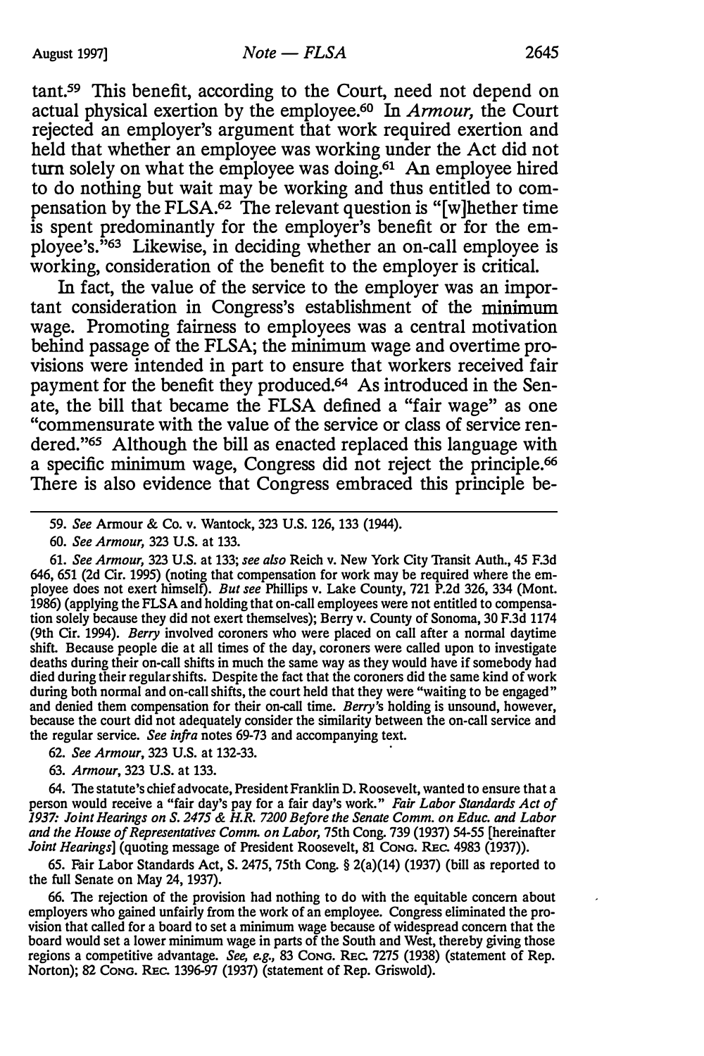tant.[59] This benefit, according to the Court, need not depend on actual physical exertion by the employee.[60] In *Armour*, the Court rejected an employer's argument that work required exertion and held that whether an employee was working under the Act did not turn solely on what the employee was doing.[61] An employee hired to do nothing but wait may be working and thus entitled to compensation by the FLSA.[62] The relevant question is "[w]hether time is spent predominantly for the employer's benefit or for the employee's."[63] Likewise, in deciding whether an on-call employee is working, consideration of the benefit to the employer is critical.

In fact, the value of the service to the employer was an important consideration in Congress's establishment of the minimum wage. Promoting fairness to employees was a central motivation behind passage of the FLSA; the minimum wage and overtime provisions were intended in part to ensure that workers received fair payment for the benefit they produced.[64] As introduced in the Senate, the bill that became the FLSA defined a "fair wage" as one "commensurate with the value of the service or class of service rendered."[65] Although the bill as enacted replaced this language with a specific minimum wage, Congress did not reject the principle.[66] There is also evidence that Congress embraced this principle be-

---

59. *See* Armour & Co. v. Wantock, 323 U.S. 126, 133 (1944).

60. *See Armour*, 323 U.S. at 133.

61. *See Armour*, 323 U.S. at 133; *see also* Reich v. New York City Transit Auth., 45 F.3d 646, 651 (2d Cir. 1995) (noting that compensation for work may be required where the employee does not exert himself). *But see* Phillips v. Lake County, 721 P.2d 326, 334 (Mont. 1986) (applying the FLSA and holding that on-call employees were not entitled to compensation solely because they did not exert themselves); Berry v. County of Sonoma, 30 F.3d 1174 (9th Cir. 1994). *Berry* involved coroners who were placed on call after a normal daytime shift. Because people die at all times of the day, coroners were called upon to investigate deaths during their on-call shifts in much the same way as they would have if somebody had died during their regular shifts. Despite the fact that the coroners did the same kind of work during both normal and on-call shifts, the court held that they were "waiting to be engaged" and denied them compensation for their on-call time. *Berry's* holding is unsound, however, because the court did not adequately consider the similarity between the on-call service and the regular service. *See infra* notes 69-73 and accompanying text.

62. *See Armour*, 323 U.S. at 132-33.

63. *Armour*, 323 U.S. at 133.

64. The statute's chief advocate, President Franklin D. Roosevelt, wanted to ensure that a person would receive a "fair day's pay for a fair day's work." *Fair Labor Standards Act of 1937: Joint Hearings on S. 2475 & H.R. 7200 Before the Senate Comm. on Educ. and Labor and the House of Representatives Comm. on Labor*, 75th Cong. 739 (1937) 54-55 [hereinafter *Joint Hearings*] (quoting message of President Roosevelt, 81 CONG. REC. 4983 (1937)).

65. Fair Labor Standards Act, S. 2475, 75th Cong. § 2(a)(14) (1937) (bill as reported to the full Senate on May 24, 1937).

66. The rejection of the provision had nothing to do with the equitable concern about employers who gained unfairly from the work of an employee. Congress eliminated the provision that called for a board to set a minimum wage because of widespread concern that the board would set a lower minimum wage in parts of the South and West, thereby giving those regions a competitive advantage. *See, e.g.*, 83 CONG. REC. 7275 (1938) (statement of Rep. Norton); 82 CONG. REC. 1396-97 (1937) (statement of Rep. Griswold).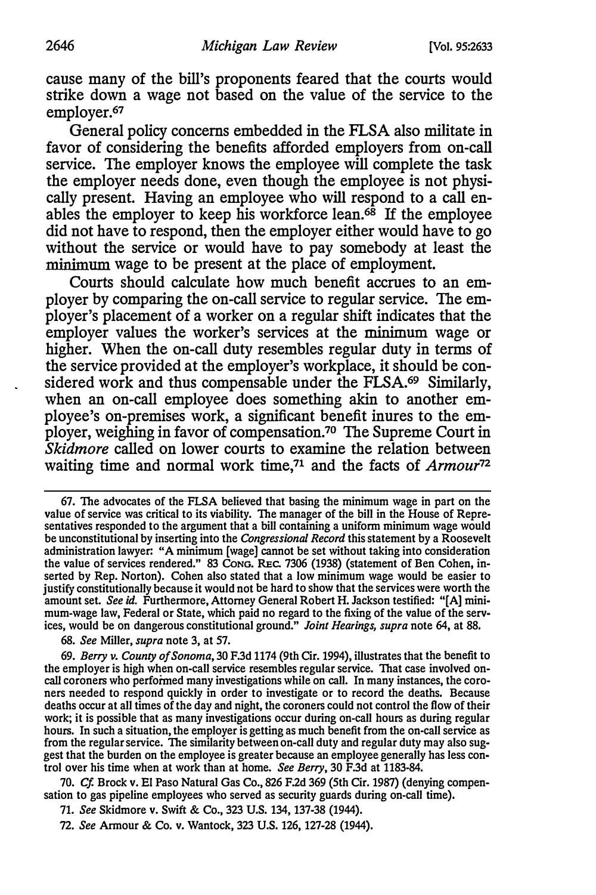cause many of the bill's proponents feared that the courts would strike down a wage not based on the value of the service to the employer.[67]

General policy concerns embedded in the FLSA also militate in favor of considering the benefits afforded employers from on-call service. The employer knows the employee will complete the task the employer needs done, even though the employee is not physically present. Having an employee who will respond to a call enables the employer to keep his workforce lean.[68] If the employee did not have to respond, then the employer either would have to go without the service or would have to pay somebody at least the minimum wage to be present at the place of employment.

Courts should calculate how much benefit accrues to an employer by comparing the on-call service to regular service. The employer's placement of a worker on a regular shift indicates that the employer values the worker's services at the minimum wage or higher. When the on-call duty resembles regular duty in terms of the service provided at the employer's workplace, it should be considered work and thus compensable under the FLSA.[69] Similarly, when an on-call employee does something akin to another employee's on-premises work, a significant benefit inures to the employer, weighing in favor of compensation.[70] The Supreme Court in *Skidmore* called on lower courts to examine the relation between waiting time and normal work time,[71] and the facts of *Armour*[72]

67. The advocates of the FLSA believed that basing the minimum wage in part on the value of service was critical to its viability. The manager of the bill in the House of Representatives responded to the argument that a bill containing a uniform minimum wage would be unconstitutional by inserting into the *Congressional Record* this statement by a Roosevelt administration lawyer: "A minimum [wage] cannot be set without taking into consideration the value of services rendered." 83 CONG. REC. 7306 (1938) (statement of Ben Cohen, inserted by Rep. Norton). Cohen also stated that a low minimum wage would be easier to justify constitutionally because it would not be hard to show that the services were worth the amount set. *See id.* Furthermore, Attorney General Robert H. Jackson testified: "[A] minimum-wage law, Federal or State, which paid no regard to the fixing of the value of the services, would be on dangerous constitutional ground." *Joint Hearings, supra* note 64, at 88.

68. *See* Miller, *supra* note 3, at 57.

69. *Berry v. County of Sonoma*, 30 F.3d 1174 (9th Cir. 1994), illustrates that the benefit to the employer is high when on-call service resembles regular service. That case involved on-call coroners who performed many investigations while on call. In many instances, the coroners needed to respond quickly in order to investigate or to record the deaths. Because deaths occur at all times of the day and night, the coroners could not control the flow of their work; it is possible that as many investigations occur during on-call hours as during regular hours. In such a situation, the employer is getting as much benefit from the on-call service as from the regular service. The similarity between on-call duty and regular duty may also suggest that the burden on the employee is greater because an employee generally has less control over his time when at work than at home. *See Berry*, 30 F.3d at 1183-84.

70. *Cf.* Brock v. El Paso Natural Gas Co., 826 F.2d 369 (5th Cir. 1987) (denying compensation to gas pipeline employees who served as security guards during on-call time).

71. *See* Skidmore v. Swift & Co., 323 U.S. 134, 137-38 (1944).

72. *See* Armour & Co. v. Wantock, 323 U.S. 126, 127-28 (1944).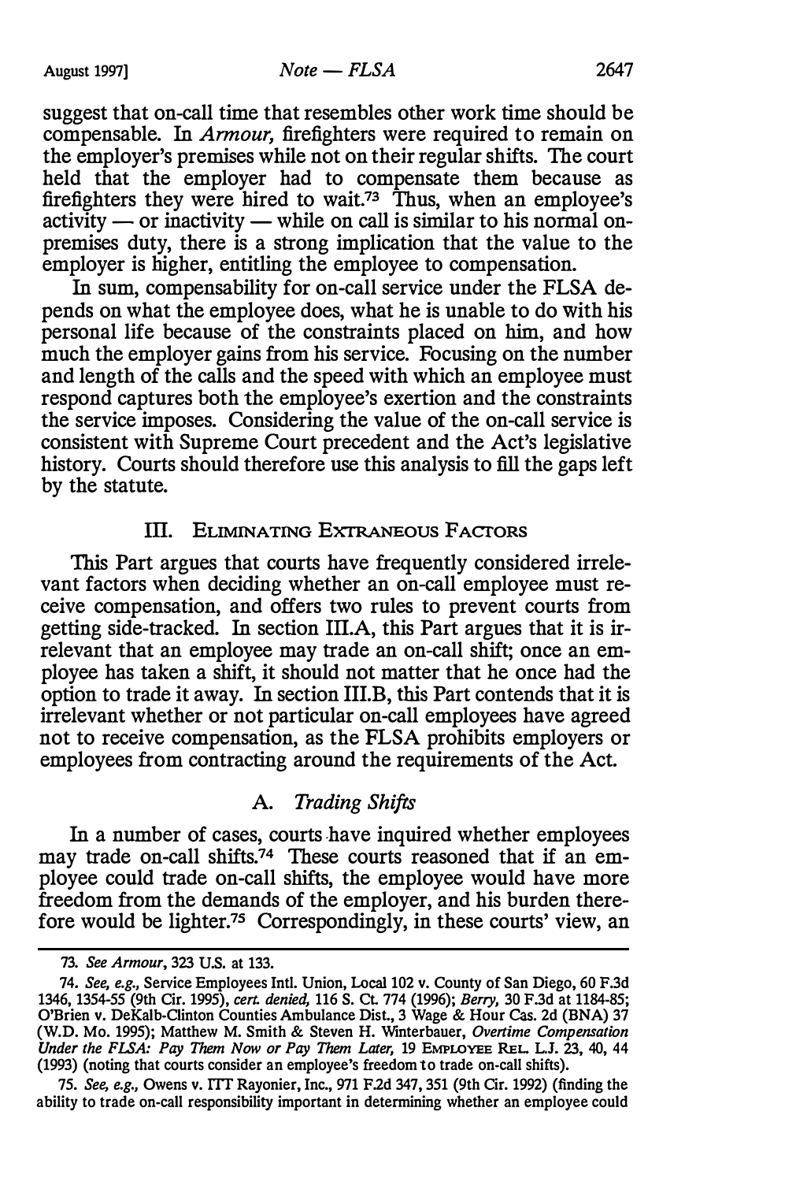suggest that on-call time that resembles other work time should be compensable. In *Armour,* firefighters were required to remain on the employer's premises while not on their regular shifts. The court held that the employer had to compensate them because as firefighters they were hired to wait.[73] Thus, when an employee's activity — or inactivity — while on call is similar to his normal on-premises duty, there is a strong implication that the value to the employer is higher, entitling the employee to compensation.

In sum, compensability for on-call service under the FLSA depends on what the employee does, what he is unable to do with his personal life because of the constraints placed on him, and how much the employer gains from his service. Focusing on the number and length of the calls and the speed with which an employee must respond captures both the employee's exertion and the constraints the service imposes. Considering the value of the on-call service is consistent with Supreme Court precedent and the Act's legislative history. Courts should therefore use this analysis to fill the gaps left by the statute.

## III. Eliminating Extraneous Factors

This Part argues that courts have frequently considered irrelevant factors when deciding whether an on-call employee must receive compensation, and offers two rules to prevent courts from getting side-tracked. In section III.A, this Part argues that it is irrelevant that an employee may trade an on-call shift; once an employee has taken a shift, it should not matter that he once had the option to trade it away. In section III.B, this Part contends that it is irrelevant whether or not particular on-call employees have agreed not to receive compensation, as the FLSA prohibits employers or employees from contracting around the requirements of the Act.

### A. *Trading Shifts*

In a number of cases, courts have inquired whether employees may trade on-call shifts.[74] These courts reasoned that if an employee could trade on-call shifts, the employee would have more freedom from the demands of the employer, and his burden therefore would be lighter.[75] Correspondingly, in these courts' view, an

---

73. *See Armour*, 323 U.S. at 133.

74. *See, e.g.,* Service Employees Intl. Union, Local 102 v. County of San Diego, 60 F.3d 1346, 1354-55 (9th Cir. 1995), *cert. denied,* 116 S. Ct. 774 (1996); *Berry,* 30 F.3d at 1184-85; O'Brien v. DeKalb-Clinton Counties Ambulance Dist., 3 Wage & Hour Cas. 2d (BNA) 37 (W.D. Mo. 1995); Matthew M. Smith & Steven H. Winterbauer, *Overtime Compensation Under the FLSA: Pay Them Now or Pay Them Later,* 19 Employee Rel. L.J. 23, 40, 44 (1993) (noting that courts consider an employee's freedom to trade on-call shifts).

75. *See, e.g.,* Owens v. ITT Rayonier, Inc., 971 F.2d 347, 351 (9th Cir. 1992) (finding the ability to trade on-call responsibility important in determining whether an employee could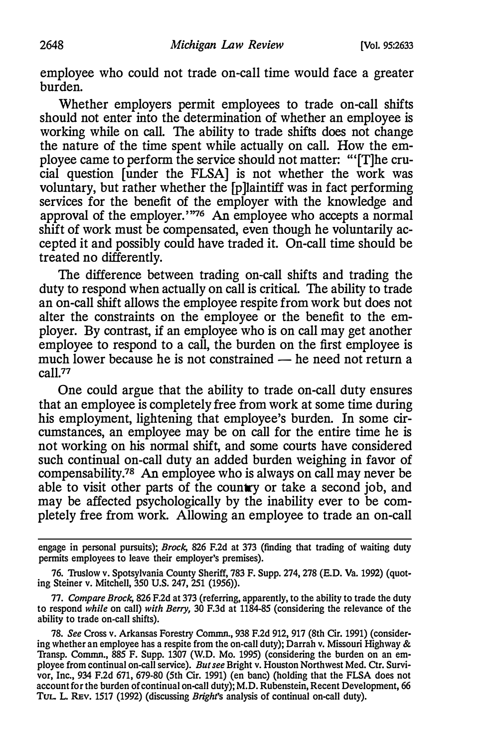employee who could not trade on-call time would face a greater burden.

Whether employers permit employees to trade on-call shifts should not enter into the determination of whether an employee is working while on call. The ability to trade shifts does not change the nature of the time spent while actually on call. How the employee came to perform the service should not matter: "'[T]he crucial question [under the FLSA] is not whether the work was voluntary, but rather whether the [p]laintiff was in fact performing services for the benefit of the employer with the knowledge and approval of the employer.'"[76] An employee who accepts a normal shift of work must be compensated, even though he voluntarily accepted it and possibly could have traded it. On-call time should be treated no differently.

The difference between trading on-call shifts and trading the duty to respond when actually on call is critical. The ability to trade an on-call shift allows the employee respite from work but does not alter the constraints on the employee or the benefit to the employer. By contrast, if an employee who is on call may get another employee to respond to a call, the burden on the first employee is much lower because he is not constrained — he need not return a call.[77]

One could argue that the ability to trade on-call duty ensures that an employee is completely free from work at some time during his employment, lightening that employee's burden. In some circumstances, an employee may be on call for the entire time he is not working on his normal shift, and some courts have considered such continual on-call duty an added burden weighing in favor of compensability.[78] An employee who is always on call may never be able to visit other parts of the country or take a second job, and may be affected psychologically by the inability ever to be completely free from work. Allowing an employee to trade an on-call

---

engage in personal pursuits); *Brock*, 826 F.2d at 373 (finding that trading of waiting duty permits employees to leave their employer's premises).

76. Truslow v. Spotsylvania County Sheriff, 783 F. Supp. 274, 278 (E.D. Va. 1992) (quoting Steiner v. Mitchell, 350 U.S. 247, 251 (1956)).

77. *Compare Brock*, 826 F.2d at 373 (referring, apparently, to the ability to trade the duty to respond *while* on call) *with Berry*, 30 F.3d at 1184-85 (considering the relevance of the ability to trade on-call shifts).

78. *See* Cross v. Arkansas Forestry Commn., 938 F.2d 912, 917 (8th Cir. 1991) (considering whether an employee has a respite from the on-call duty); Darrah v. Missouri Highway & Transp. Commn., 885 F. Supp. 1307 (W.D. Mo. 1995) (considering the burden on an employee from continual on-call service). *But see* Bright v. Houston Northwest Med. Ctr. Survivor, Inc., 934 F.2d 671, 679-80 (5th Cir. 1991) (en banc) (holding that the FLSA does not account for the burden of continual on-call duty); M.D. Rubenstein, Recent Development, 66 TUL. L. REV. 1517 (1992) (discussing *Bright*'s analysis of continual on-call duty).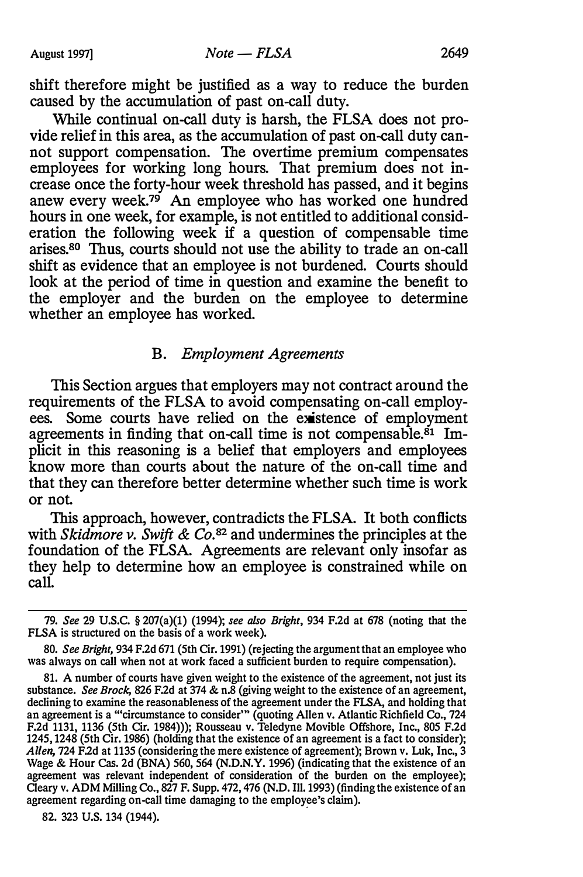shift therefore might be justified as a way to reduce the burden caused by the accumulation of past on-call duty.

While continual on-call duty is harsh, the FLSA does not provide relief in this area, as the accumulation of past on-call duty cannot support compensation. The overtime premium compensates employees for working long hours. That premium does not increase once the forty-hour week threshold has passed, and it begins anew every week.[79] An employee who has worked one hundred hours in one week, for example, is not entitled to additional consideration the following week if a question of compensable time arises.[80] Thus, courts should not use the ability to trade an on-call shift as evidence that an employee is not burdened. Courts should look at the period of time in question and examine the benefit to the employer and the burden on the employee to determine whether an employee has worked.

### B. *Employment Agreements*

This Section argues that employers may not contract around the requirements of the FLSA to avoid compensating on-call employees. Some courts have relied on the existence of employment agreements in finding that on-call time is not compensable.[81] Implicit in this reasoning is a belief that employers and employees know more than courts about the nature of the on-call time and that they can therefore better determine whether such time is work or not.

This approach, however, contradicts the FLSA. It both conflicts with *Skidmore v. Swift & Co.*[82] and undermines the principles at the foundation of the FLSA. Agreements are relevant only insofar as they help to determine how an employee is constrained while on call.

---

79. *See* 29 U.S.C. § 207(a)(1) (1994); *see also Bright*, 934 F.2d at 678 (noting that the FLSA is structured on the basis of a work week).

80. *See Bright*, 934 F.2d 671 (5th Cir. 1991) (rejecting the argument that an employee who was always on call when not at work faced a sufficient burden to require compensation).

81. A number of courts have given weight to the existence of the agreement, not just its substance. *See Brock*, 826 F.2d at 374 & n.8 (giving weight to the existence of an agreement, declining to examine the reasonableness of the agreement under the FLSA, and holding that an agreement is a "'circumstance to consider'" (quoting Allen v. Atlantic Richfield Co., 724 F.2d 1131, 1136 (5th Cir. 1984))); Rousseau v. Teledyne Movible Offshore, Inc., 805 F.2d 1245, 1248 (5th Cir. 1986) (holding that the existence of an agreement is a fact to consider); *Allen*, 724 F.2d at 1135 (considering the mere existence of agreement); Brown v. Luk, Inc., 3 Wage & Hour Cas. 2d (BNA) 560, 564 (N.D.N.Y. 1996) (indicating that the existence of an agreement was relevant independent of consideration of the burden on the employee); Cleary v. ADM Milling Co., 827 F. Supp. 472, 476 (N.D. Ill. 1993) (finding the existence of an agreement regarding on-call time damaging to the employee's claim).

82. 323 U.S. 134 (1944).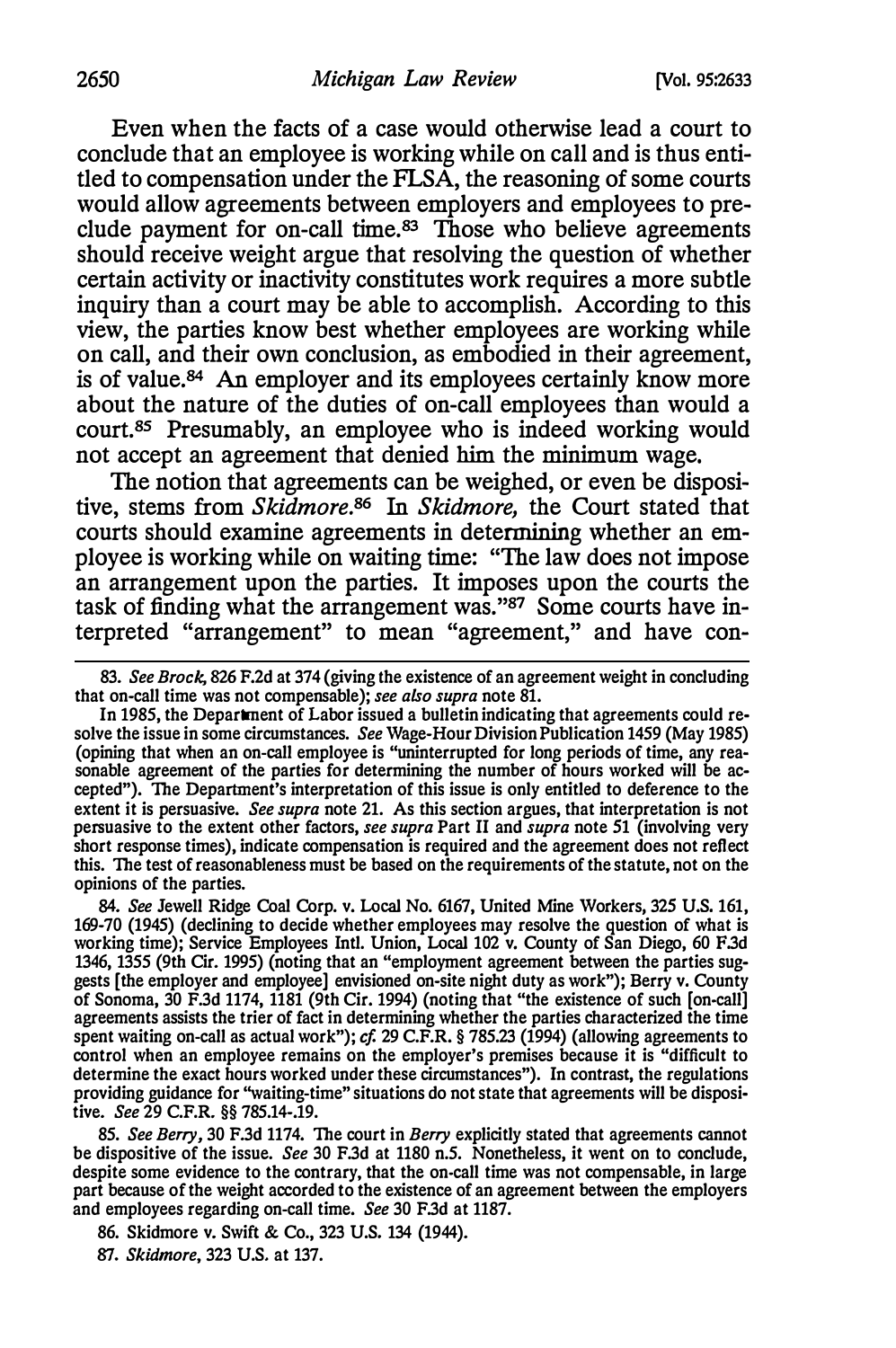Even when the facts of a case would otherwise lead a court to conclude that an employee is working while on call and is thus entitled to compensation under the FLSA, the reasoning of some courts would allow agreements between employers and employees to preclude payment for on-call time.[83] Those who believe agreements should receive weight argue that resolving the question of whether certain activity or inactivity constitutes work requires a more subtle inquiry than a court may be able to accomplish. According to this view, the parties know best whether employees are working while on call, and their own conclusion, as embodied in their agreement, is of value.[84] An employer and its employees certainly know more about the nature of the duties of on-call employees than would a court.[85] Presumably, an employee who is indeed working would not accept an agreement that denied him the minimum wage.

The notion that agreements can be weighed, or even be dispositive, stems from *Skidmore*.[86] In *Skidmore*, the Court stated that courts should examine agreements in determining whether an employee is working while on waiting time: "The law does not impose an arrangement upon the parties. It imposes upon the courts the task of finding what the arrangement was."[87] Some courts have interpreted "arrangement" to mean "agreement," and have con-

---

83. *See Brock*, 826 F.2d at 374 (giving the existence of an agreement weight in concluding that on-call time was not compensable); *see also supra* note 81.

In 1985, the Department of Labor issued a bulletin indicating that agreements could resolve the issue in some circumstances. *See* Wage-Hour Division Publication 1459 (May 1985) (opining that when an on-call employee is "uninterrupted for long periods of time, any reasonable agreement of the parties for determining the number of hours worked will be accepted"). The Department's interpretation of this issue is only entitled to deference to the extent it is persuasive. *See supra* note 21. As this section argues, that interpretation is not persuasive to the extent other factors, *see supra* Part II and *supra* note 51 (involving very short response times), indicate compensation is required and the agreement does not reflect this. The test of reasonableness must be based on the requirements of the statute, not on the opinions of the parties.

84. *See* Jewell Ridge Coal Corp. v. Local No. 6167, United Mine Workers, 325 U.S. 161, 169-70 (1945) (declining to decide whether employees may resolve the question of what is working time); Service Employees Intl. Union, Local 102 v. County of San Diego, 60 F.3d 1346, 1355 (9th Cir. 1995) (noting that an "employment agreement between the parties suggests [the employer and employee] envisioned on-site night duty as work"); Berry v. County of Sonoma, 30 F.3d 1174, 1181 (9th Cir. 1994) (noting that "the existence of such [on-call] agreements assists the trier of fact in determining whether the parties characterized the time spent waiting on-call as actual work"); *cf.* 29 C.F.R. § 785.23 (1994) (allowing agreements to control when an employee remains on the employer's premises because it is "difficult to determine the exact hours worked under these circumstances"). In contrast, the regulations providing guidance for "waiting-time" situations do not state that agreements will be dispositive. *See* 29 C.F.R. §§ 785.14-.19.

85. *See Berry*, 30 F.3d 1174. The court in *Berry* explicitly stated that agreements cannot be dispositive of the issue. *See* 30 F.3d at 1180 n.5. Nonetheless, it went on to conclude, despite some evidence to the contrary, that the on-call time was not compensable, in large part because of the weight accorded to the existence of an agreement between the employers and employees regarding on-call time. *See* 30 F.3d at 1187.

86. Skidmore v. Swift & Co., 323 U.S. 134 (1944).

87. *Skidmore*, 323 U.S. at 137.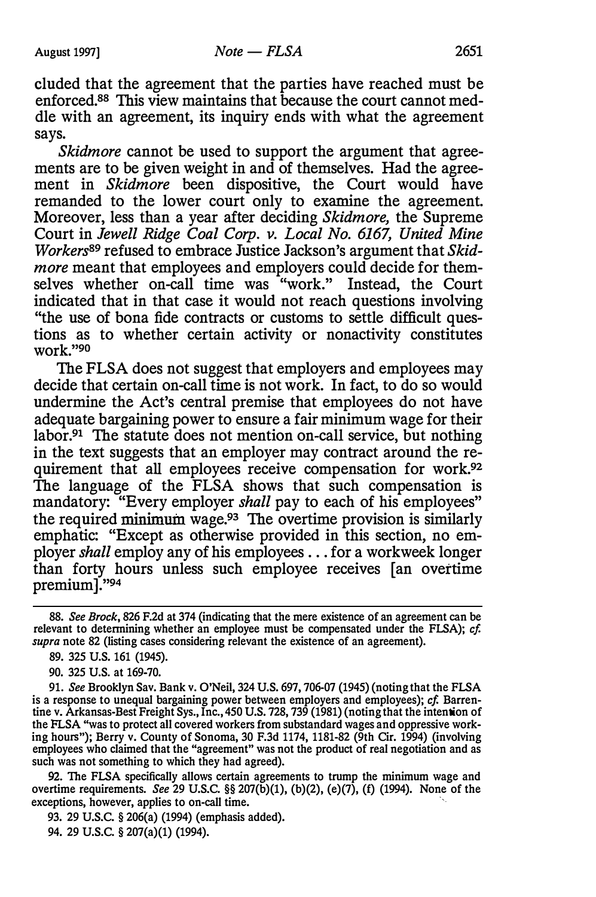cluded that the agreement that the parties have reached must be enforced.[88] This view maintains that because the court cannot meddle with an agreement, its inquiry ends with what the agreement says.

*Skidmore* cannot be used to support the argument that agreements are to be given weight in and of themselves. Had the agreement in *Skidmore* been dispositive, the Court would have remanded to the lower court only to examine the agreement. Moreover, less than a year after deciding *Skidmore*, the Supreme Court in *Jewell Ridge Coal Corp. v. Local No. 6167, United Mine Workers*[89] refused to embrace Justice Jackson's argument that *Skidmore* meant that employees and employers could decide for themselves whether on-call time was "work." Instead, the Court indicated that in that case it would not reach questions involving "the use of bona fide contracts or customs to settle difficult questions as to whether certain activity or nonactivity constitutes work."[90]

The FLSA does not suggest that employers and employees may decide that certain on-call time is not work. In fact, to do so would undermine the Act's central premise that employees do not have adequate bargaining power to ensure a fair minimum wage for their labor.[91] The statute does not mention on-call service, but nothing in the text suggests that an employer may contract around the requirement that all employees receive compensation for work.[92] The language of the FLSA shows that such compensation is mandatory: "Every employer *shall* pay to each of his employees" the required minimum wage.[93] The overtime provision is similarly emphatic: "Except as otherwise provided in this section, no employer *shall* employ any of his employees . . . for a workweek longer than forty hours unless such employee receives [an overtime premium]."[94]

---

88. *See Brock*, 826 F.2d at 374 (indicating that the mere existence of an agreement can be relevant to determining whether an employee must be compensated under the FLSA); *cf. supra* note 82 (listing cases considering relevant the existence of an agreement).

89. 325 U.S. 161 (1945).

90. 325 U.S. at 169-70.

91. *See* Brooklyn Sav. Bank v. O'Neil, 324 U.S. 697, 706-07 (1945) (noting that the FLSA is a response to unequal bargaining power between employers and employees); *cf.* Barrentine v. Arkansas-Best Freight Sys., Inc., 450 U.S. 728, 739 (1981) (noting that the intention of the FLSA "was to protect all covered workers from substandard wages and oppressive working hours"); Berry v. County of Sonoma, 30 F.3d 1174, 1181-82 (9th Cir. 1994) (involving employees who claimed that the "agreement" was not the product of real negotiation and as such was not something to which they had agreed).

92. The FLSA specifically allows certain agreements to trump the minimum wage and overtime requirements. *See* 29 U.S.C. §§ 207(b)(1), (b)(2), (e)(7), (f) (1994). None of the exceptions, however, applies to on-call time.

93. 29 U.S.C. § 206(a) (1994) (emphasis added).

94. 29 U.S.C. § 207(a)(1) (1994).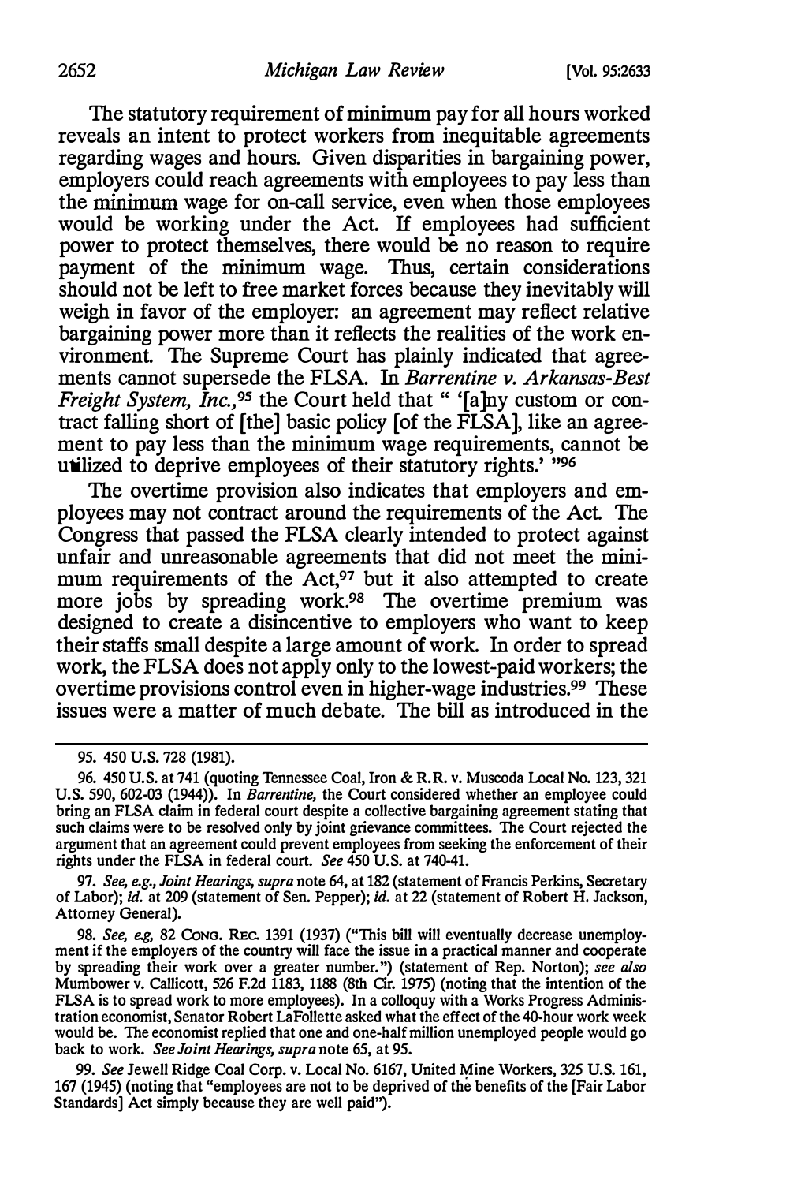The statutory requirement of minimum pay for all hours worked reveals an intent to protect workers from inequitable agreements regarding wages and hours. Given disparities in bargaining power, employers could reach agreements with employees to pay less than the minimum wage for on-call service, even when those employees would be working under the Act. If employees had sufficient power to protect themselves, there would be no reason to require payment of the minimum wage. Thus, certain considerations should not be left to free market forces because they inevitably will weigh in favor of the employer: an agreement may reflect relative bargaining power more than it reflects the realities of the work environment. The Supreme Court has plainly indicated that agreements cannot supersede the FLSA. In *Barrentine v. Arkansas-Best Freight System, Inc.*,[95] the Court held that " '[a]ny custom or contract falling short of [the] basic policy [of the FLSA], like an agreement to pay less than the minimum wage requirements, cannot be utilized to deprive employees of their statutory rights.' "[96]

The overtime provision also indicates that employers and employees may not contract around the requirements of the Act. The Congress that passed the FLSA clearly intended to protect against unfair and unreasonable agreements that did not meet the minimum requirements of the Act,[97] but it also attempted to create more jobs by spreading work.[98] The overtime premium was designed to create a disincentive to employers who want to keep their staffs small despite a large amount of work. In order to spread work, the FLSA does not apply only to the lowest-paid workers; the overtime provisions control even in higher-wage industries.[99] These issues were a matter of much debate. The bill as introduced in the

---

95. 450 U.S. 728 (1981).

96. 450 U.S. at 741 (quoting Tennessee Coal, Iron & R.R. v. Muscoda Local No. 123, 321 U.S. 590, 602-03 (1944)). In *Barrentine*, the Court considered whether an employee could bring an FLSA claim in federal court despite a collective bargaining agreement stating that such claims were to be resolved only by joint grievance committees. The Court rejected the argument that an agreement could prevent employees from seeking the enforcement of their rights under the FLSA in federal court. *See* 450 U.S. at 740-41.

97. *See, e.g., Joint Hearings*, *supra* note 64, at 182 (statement of Francis Perkins, Secretary of Labor); *id.* at 209 (statement of Sen. Pepper); *id.* at 22 (statement of Robert H. Jackson, Attorney General).

98. *See, e.g.*, 82 CONG. REC. 1391 (1937) ("This bill will eventually decrease unemployment if the employers of the country will face the issue in a practical manner and cooperate by spreading their work over a greater number.") (statement of Rep. Norton); *see also* Mumbower v. Callicott, 526 F.2d 1183, 1188 (8th Cir. 1975) (noting that the intention of the FLSA is to spread work to more employees). In a colloquy with a Works Progress Administration economist, Senator Robert LaFollette asked what the effect of the 40-hour work week would be. The economist replied that one and one-half million unemployed people would go back to work. *See Joint Hearings*, *supra* note 65, at 95.

99. *See* Jewell Ridge Coal Corp. v. Local No. 6167, United Mine Workers, 325 U.S. 161, 167 (1945) (noting that "employees are not to be deprived of the benefits of the [Fair Labor Standards] Act simply because they are well paid").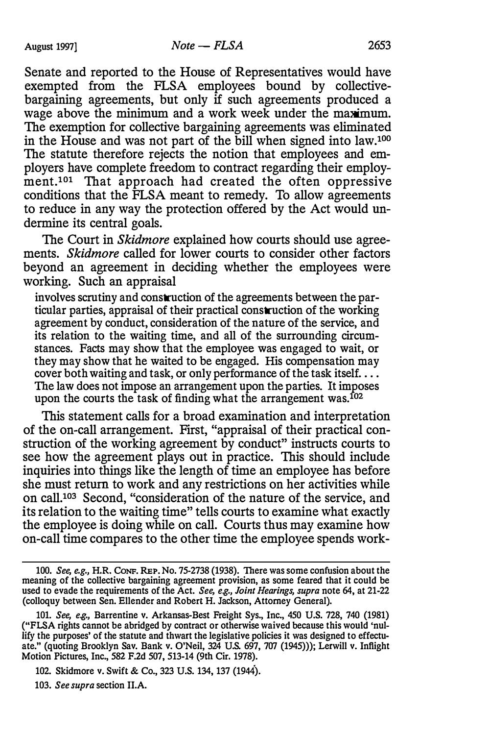Senate and reported to the House of Representatives would have exempted from the FLSA employees bound by collective-bargaining agreements, but only if such agreements produced a wage above the minimum and a work week under the maximum. The exemption for collective bargaining agreements was eliminated in the House and was not part of the bill when signed into law.[100] The statute therefore rejects the notion that employees and employers have complete freedom to contract regarding their employment.[101] That approach had created the often oppressive conditions that the FLSA meant to remedy. To allow agreements to reduce in any way the protection offered by the Act would undermine its central goals.

The Court in *Skidmore* explained how courts should use agreements. *Skidmore* called for lower courts to consider other factors beyond an agreement in deciding whether the employees were working. Such an appraisal

> involves scrutiny and construction of the agreements between the particular parties, appraisal of their practical construction of the working agreement by conduct, consideration of the nature of the service, and its relation to the waiting time, and all of the surrounding circumstances. Facts may show that the employee was engaged to wait, or they may show that he waited to be engaged. His compensation may cover both waiting and task, or only performance of the task itself. . . . The law does not impose an arrangement upon the parties. It imposes upon the courts the task of finding what the arrangement was.[102]

This statement calls for a broad examination and interpretation of the on-call arrangement. First, "appraisal of their practical construction of the working agreement by conduct" instructs courts to see how the agreement plays out in practice. This should include inquiries into things like the length of time an employee has before she must return to work and any restrictions on her activities while on call.[103] Second, "consideration of the nature of the service, and its relation to the waiting time" tells courts to examine what exactly the employee is doing while on call. Courts thus may examine how on-call time compares to the other time the employee spends work-

---

100. *See, e.g.*, H.R. CONF. REP. No. 75-2738 (1938). There was some confusion about the meaning of the collective bargaining agreement provision, as some feared that it could be used to evade the requirements of the Act. *See, e.g.*, *Joint Hearings*, *supra* note 64, at 21-22 (colloquy between Sen. Ellender and Robert H. Jackson, Attorney General).

101. *See, e.g.*, Barrentine v. Arkansas-Best Freight Sys., Inc., 450 U.S. 728, 740 (1981) ("FLSA rights cannot be abridged by contract or otherwise waived because this would 'nullify the purposes' of the statute and thwart the legislative policies it was designed to effectuate." (quoting Brooklyn Sav. Bank v. O'Neil, 324 U.S. 697, 707 (1945))); Lerwill v. Inflight Motion Pictures, Inc., 582 F.2d 507, 513-14 (9th Cir. 1978).

102. Skidmore v. Swift & Co., 323 U.S. 134, 137 (1944).

103. *See supra* section II.A.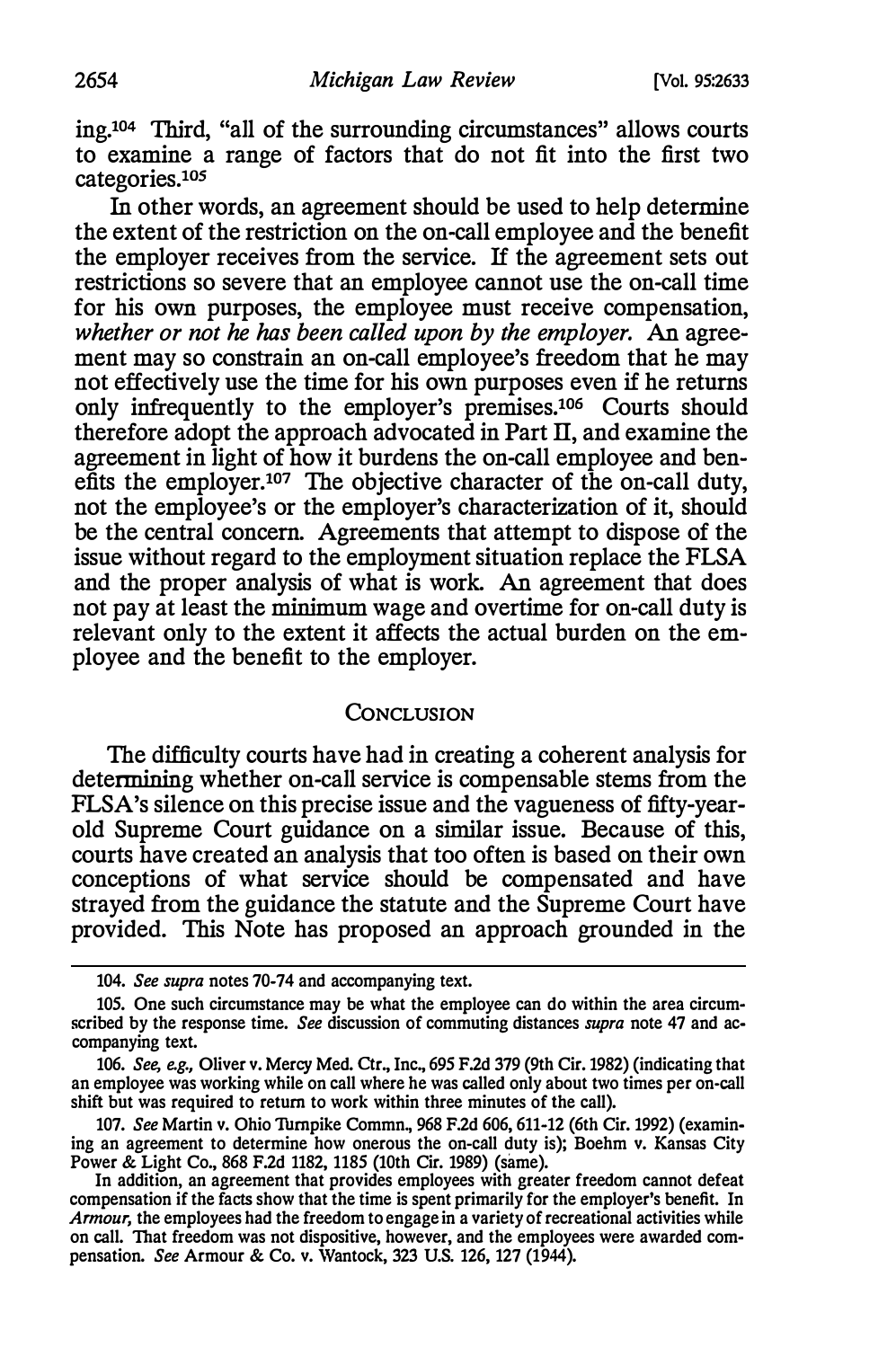ing.[104] Third, "all of the surrounding circumstances" allows courts to examine a range of factors that do not fit into the first two categories.[105]

In other words, an agreement should be used to help determine the extent of the restriction on the on-call employee and the benefit the employer receives from the service. If the agreement sets out restrictions so severe that an employee cannot use the on-call time for his own purposes, the employee must receive compensation, *whether or not he has been called upon by the employer.* An agreement may so constrain an on-call employee's freedom that he may not effectively use the time for his own purposes even if he returns only infrequently to the employer's premises.[106] Courts should therefore adopt the approach advocated in Part II, and examine the agreement in light of how it burdens the on-call employee and benefits the employer.[107] The objective character of the on-call duty, not the employee's or the employer's characterization of it, should be the central concern. Agreements that attempt to dispose of the issue without regard to the employment situation replace the FLSA and the proper analysis of what is work. An agreement that does not pay at least the minimum wage and overtime for on-call duty is relevant only to the extent it affects the actual burden on the employee and the benefit to the employer.

## Conclusion

The difficulty courts have had in creating a coherent analysis for determining whether on-call service is compensable stems from the FLSA's silence on this precise issue and the vagueness of fifty-year-old Supreme Court guidance on a similar issue. Because of this, courts have created an analysis that too often is based on their own conceptions of what service should be compensated and have strayed from the guidance the statute and the Supreme Court have provided. This Note has proposed an approach grounded in the

---

104. *See supra* notes 70-74 and accompanying text.

105. One such circumstance may be what the employee can do within the area circumscribed by the response time. *See* discussion of commuting distances *supra* note 47 and accompanying text.

106. *See, e.g.*, Oliver v. Mercy Med. Ctr., Inc., 695 F.2d 379 (9th Cir. 1982) (indicating that an employee was working while on call where he was called only about two times per on-call shift but was required to return to work within three minutes of the call).

107. *See* Martin v. Ohio Turnpike Commn., 968 F.2d 606, 611-12 (6th Cir. 1992) (examining an agreement to determine how onerous the on-call duty is); Boehm v. Kansas City Power & Light Co., 868 F.2d 1182, 1185 (10th Cir. 1989) (same).

In addition, an agreement that provides employees with greater freedom cannot defeat compensation if the facts show that the time is spent primarily for the employer's benefit. In *Armour*, the employees had the freedom to engage in a variety of recreational activities while on call. That freedom was not dispositive, however, and the employees were awarded compensation. *See* Armour & Co. v. Wantock, 323 U.S. 126, 127 (1944).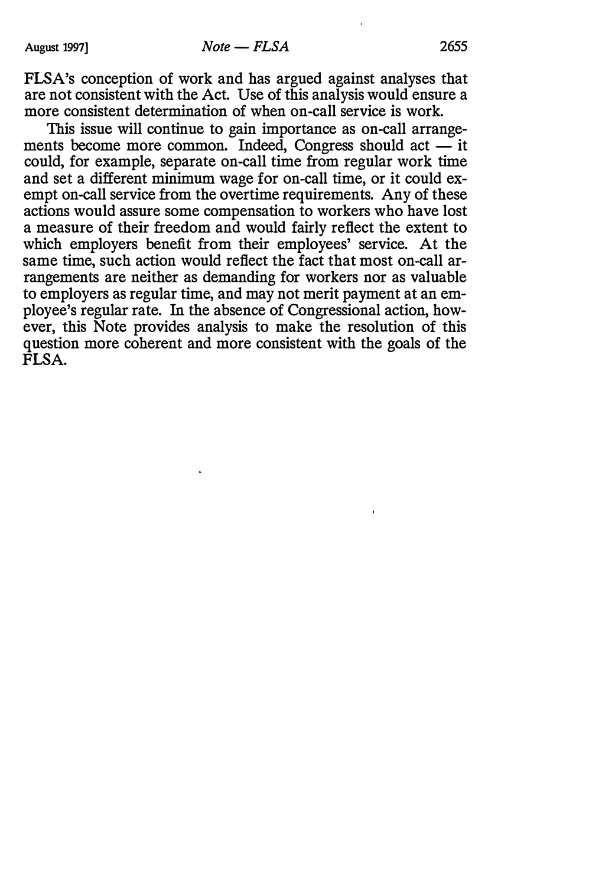FLSA's conception of work and has argued against analyses that are not consistent with the Act. Use of this analysis would ensure a more consistent determination of when on-call service is work.

This issue will continue to gain importance as on-call arrangements become more common. Indeed, Congress should act — it could, for example, separate on-call time from regular work time and set a different minimum wage for on-call time, or it could exempt on-call service from the overtime requirements. Any of these actions would assure some compensation to workers who have lost a measure of their freedom and would fairly reflect the extent to which employers benefit from their employees' service. At the same time, such action would reflect the fact that most on-call arrangements are neither as demanding for workers nor as valuable to employers as regular time, and may not merit payment at an employee's regular rate. In the absence of Congressional action, however, this Note provides analysis to make the resolution of this question more coherent and more consistent with the goals of the FLSA.